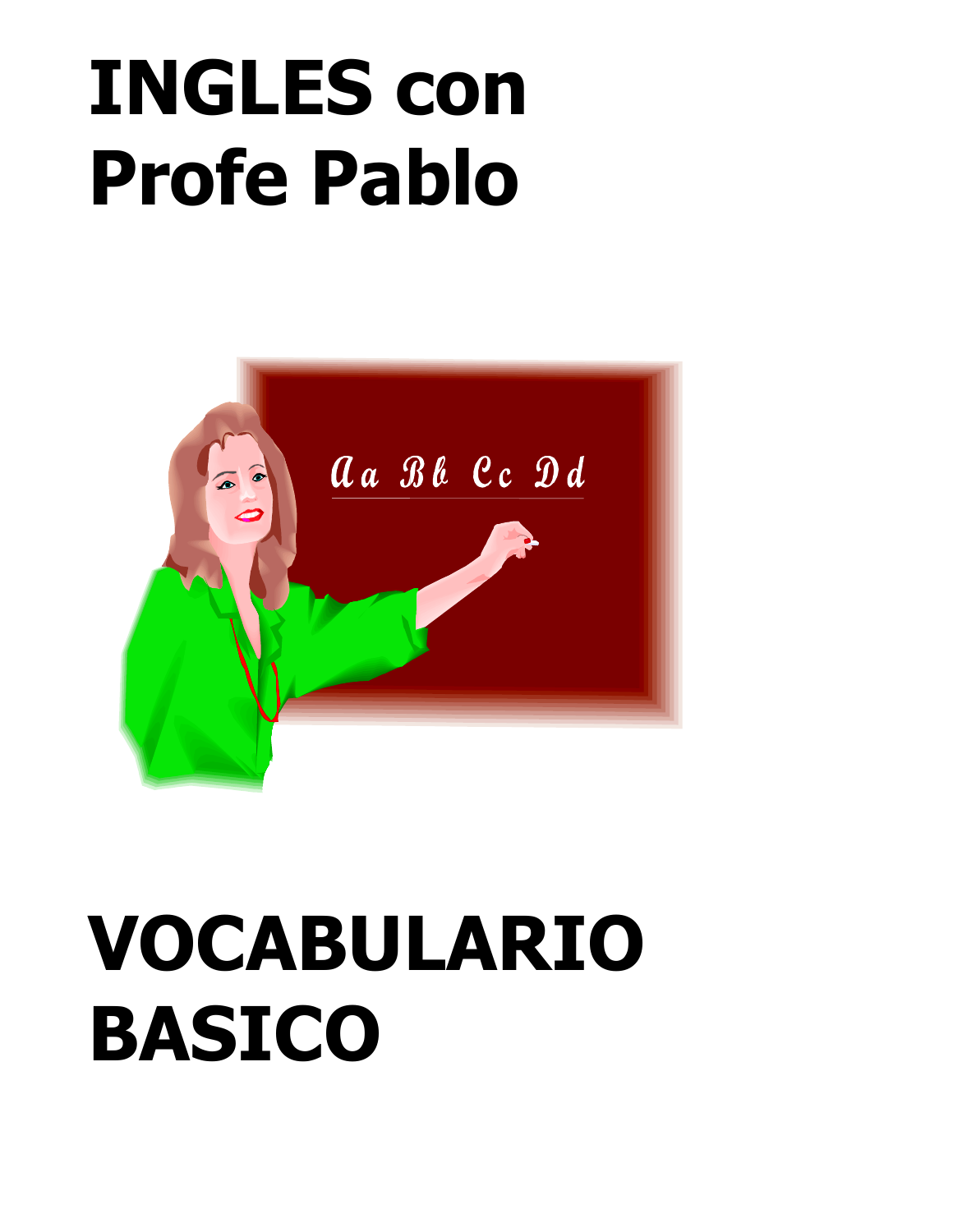# INGLES con Profe Pablo

# VOCABULARIO BASICO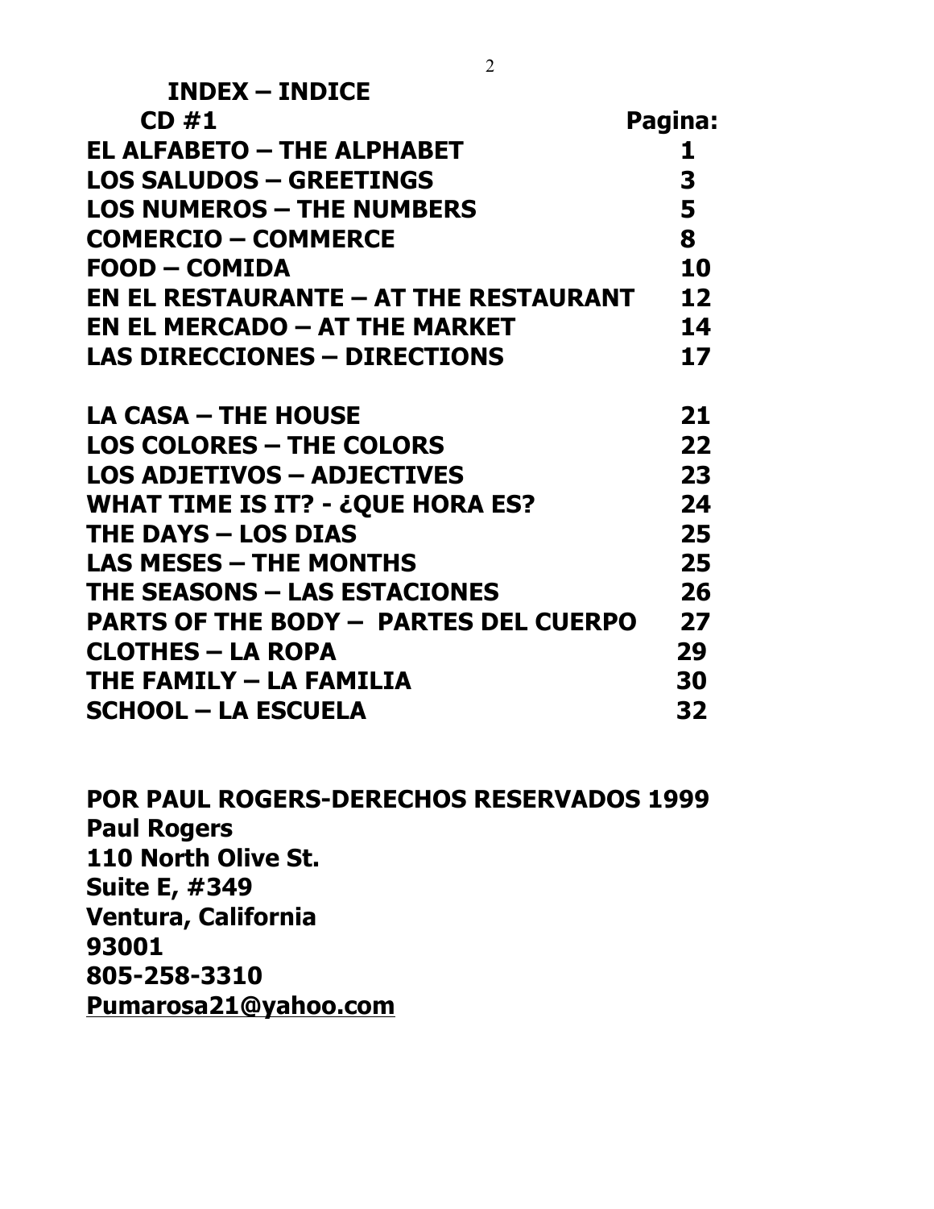# INDEX – INDICE

| CD #1 | Pagina: |
| --- | --- |
| EL ALFABETO – THE ALPHABET | 1 |
| LOS SALUDOS – GREETINGS | 3 |
| LOS NUMEROS – THE NUMBERS | 5 |
| COMERCIO – COMMERCE | 8 |
| FOOD – COMIDA | 10 |
| EN EL RESTAURANTE – AT THE RESTAURANT | 12 |
| EN EL MERCADO – AT THE MARKET | 14 |
| LAS DIRECCIONES – DIRECTIONS | 17 |
| LA CASA – THE HOUSE | 21 |
| LOS COLORES – THE COLORS | 22 |
| LOS ADJETIVOS – ADJECTIVES | 23 |
| WHAT TIME IS IT? - ¿QUE HORA ES? | 24 |
| THE DAYS – LOS DIAS | 25 |
| LAS MESES – THE MONTHS | 25 |
| THE SEASONS – LAS ESTACIONES | 26 |
| PARTS OF THE BODY – PARTES DEL CUERPO | 27 |
| CLOTHES – LA ROPA | 29 |
| THE FAMILY – LA FAMILIA | 30 |
| SCHOOL – LA ESCUELA | 32 |

**POR PAUL ROGERS-DERECHOS RESERVADOS 1999**
**Paul Rogers**
**110 North Olive St.**
**Suite E, #349**
**Ventura, California**
**93001**
**805-258-3310**
**Pumarosa21@yahoo.com**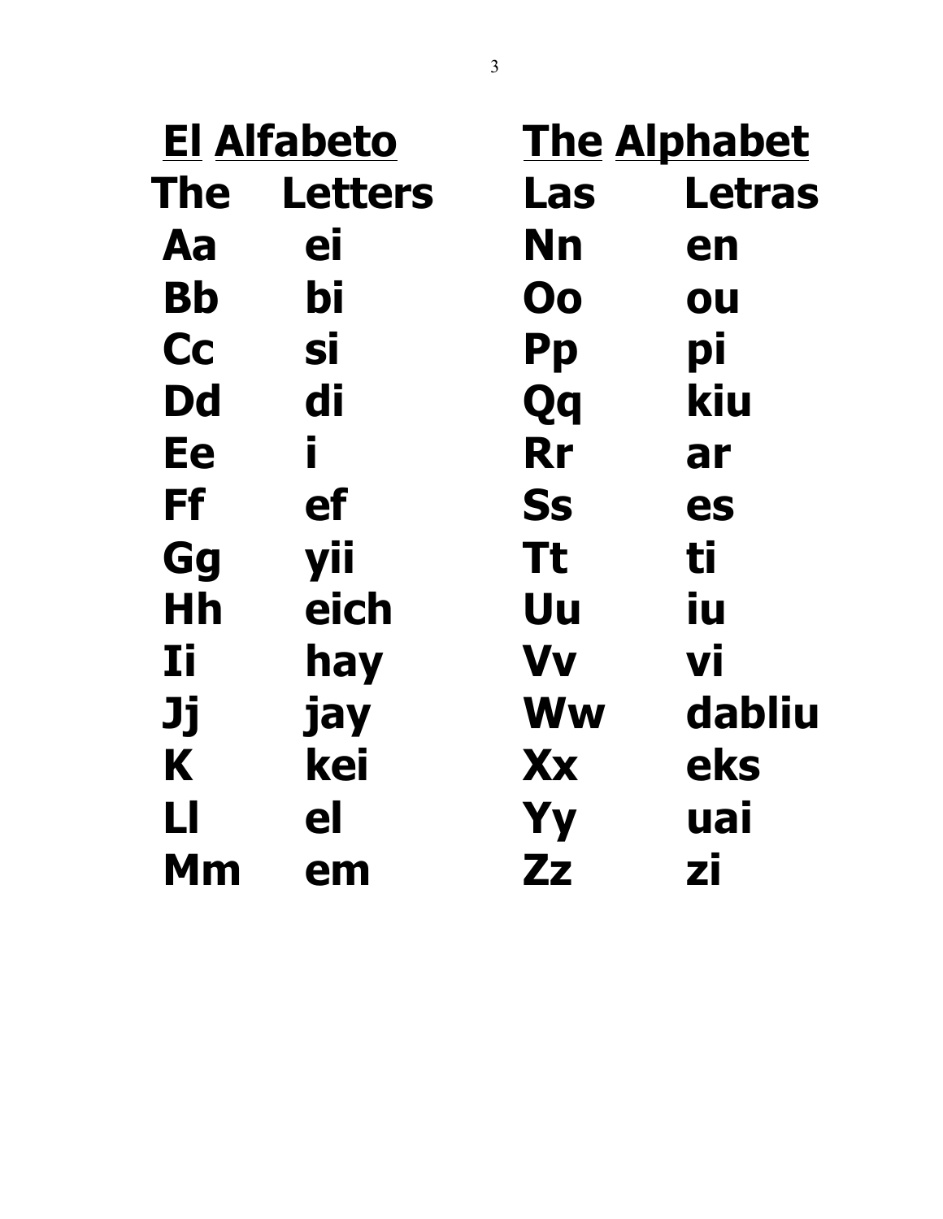| El Alfabeto | | The Alphabet | |
|---|---|---|---|
| **The** | **Letters** | **Las** | **Letras** |
| **Aa** | **ei** | **Nn** | **en** |
| **Bb** | **bi** | **Oo** | **ou** |
| **Cc** | **si** | **Pp** | **pi** |
| **Dd** | **di** | **Qq** | **kiu** |
| **Ee** | **i** | **Rr** | **ar** |
| **Ff** | **ef** | **Ss** | **es** |
| **Gg** | **yii** | **Tt** | **ti** |
| **Hh** | **eich** | **Uu** | **iu** |
| **Ii** | **hay** | **Vv** | **vi** |
| **Jj** | **jay** | **Ww** | **dabliu** |
| **K** | **kei** | **Xx** | **eks** |
| **Ll** | **el** | **Yy** | **uai** |
| **Mm** | **em** | **Zz** | **zi** |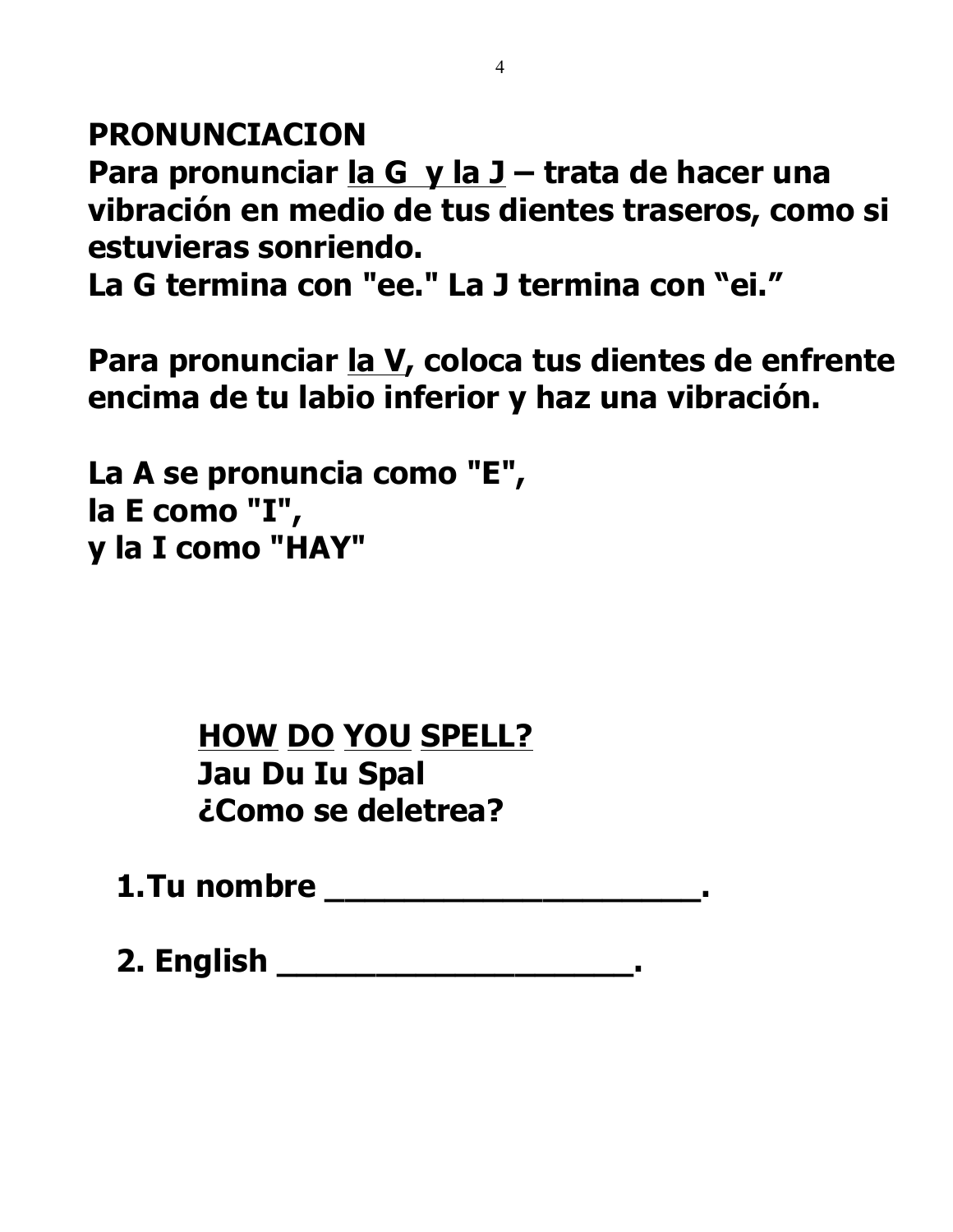## PRONUNCIACION

**Para pronunciar la G y la J – trata de hacer una vibración en medio de tus dientes traseros, como si estuvieras sonriendo.**
**La G termina con "ee." La J termina con "ei."**

**Para pronunciar la V, coloca tus dientes de enfrente encima de tu labio inferior y haz una vibración.**

**La A se pronuncia como "E",**
**la E como "I",**
**y la I como "HAY"**

### HOW DO YOU SPELL?
**Jau Du Iu Spal**
**¿Como se deletrea?**

1. **Tu nombre ____________________.**

2. **English ____________________.**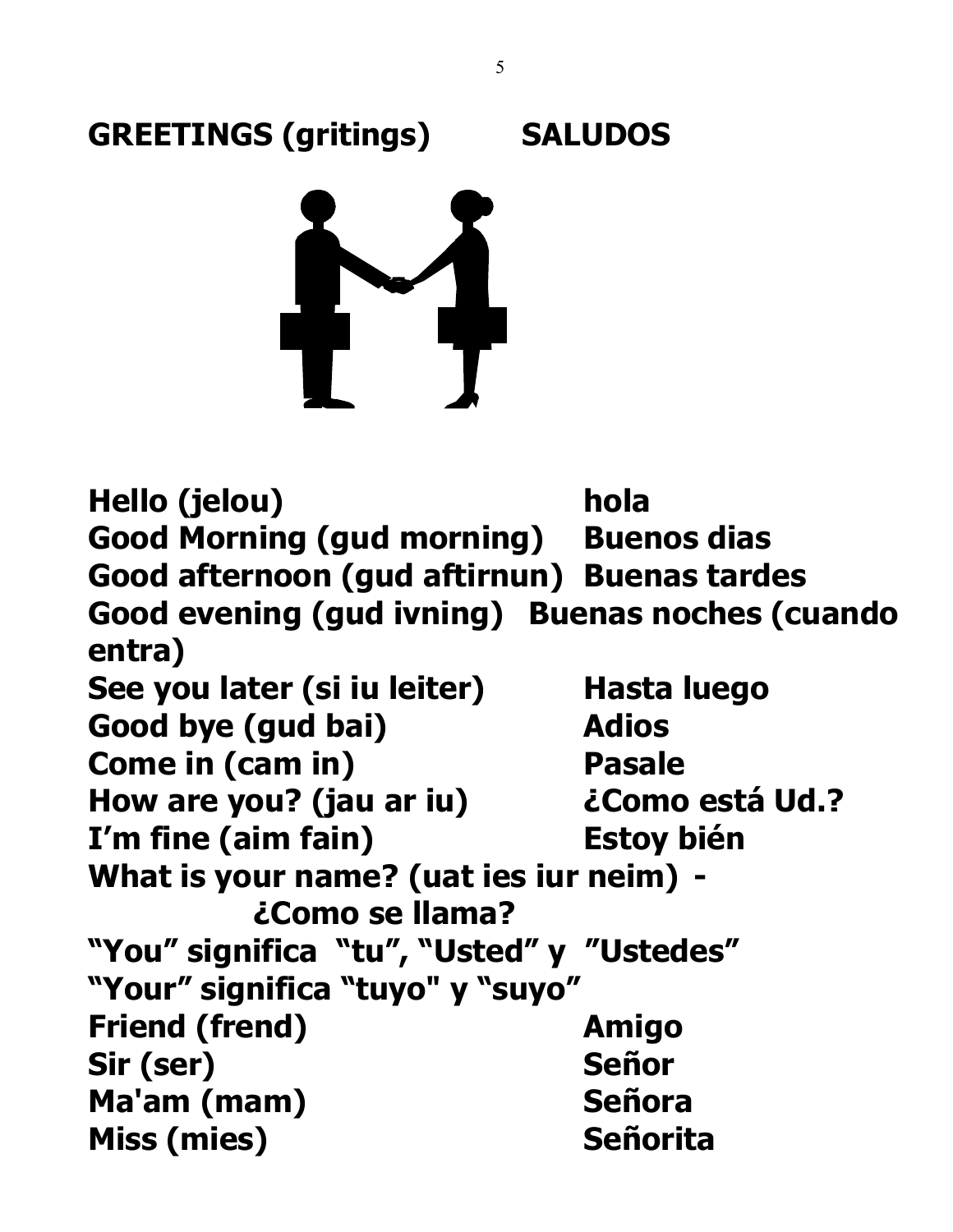## GREETINGS (gritings) SALUDOS

**Hello (jelou)** **hola**
**Good Morning (gud morning)** **Buenos dias**
**Good afternoon (gud aftirnun)** **Buenas tardes**
**Good evening (gud ivning)** **Buenas noches (cuando entra)**
**See you later (si iu leiter)** **Hasta luego**
**Good bye (gud bai)** **Adios**
**Come in (cam in)** **Pasale**
**How are you? (jau ar iu)** **¿Como está Ud.?**
**I'm fine (aim fain)** **Estoy bién**
**What is your name? (uat ies iur neim) - ¿Como se llama?**
**"You" significa "tu", "Usted" y "Ustedes"**
**"Your" significa "tuyo" y "suyo"**
**Friend (frend)** **Amigo**
**Sir (ser)** **Señor**
**Ma'am (mam)** **Señora**
**Miss (mies)** **Señorita**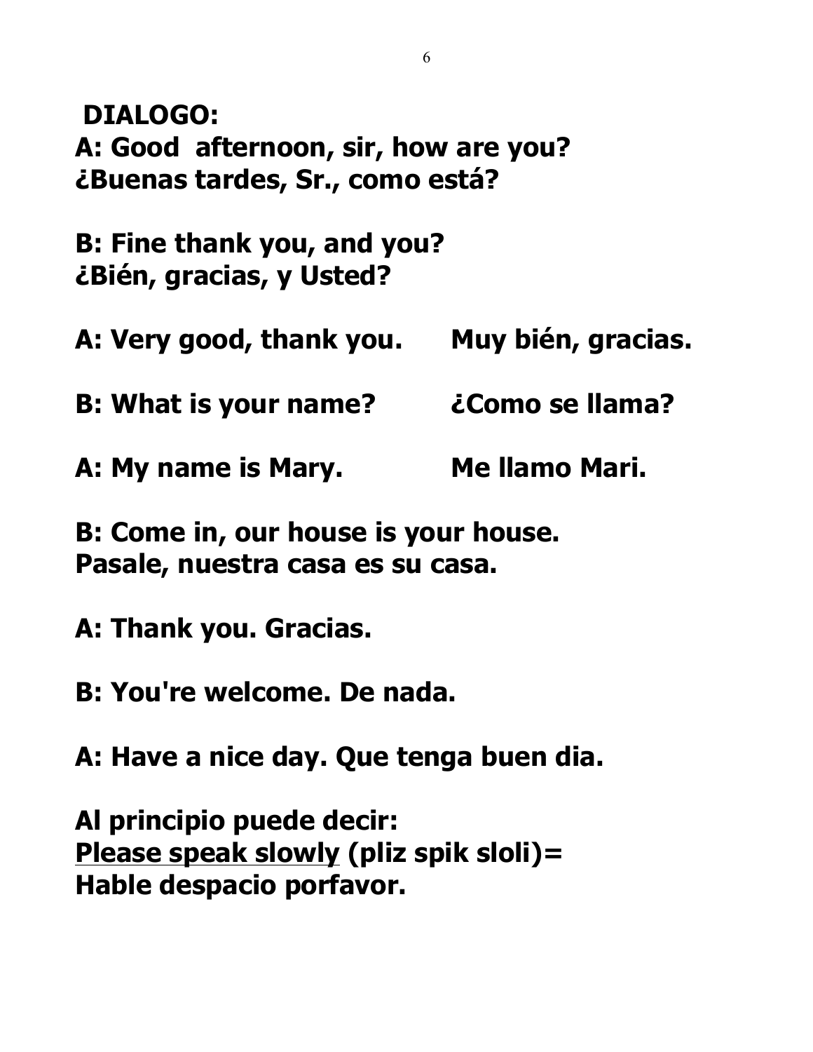**DIALOGO:**

**A: Good  afternoon, sir, how are you?**
**¿Buenas tardes, Sr., como está?**

**B: Fine thank you, and you?**
**¿Bién, gracias, y Usted?**

**A: Very good, thank you.      Muy bién, gracias.**

**B: What is your name?         ¿Como se llama?**

**A: My name is Mary.            Me llamo Mari.**

**B: Come in, our house is your house.**
**Pasale, nuestra casa es su casa.**

**A: Thank you. Gracias.**

**B: You're welcome. De nada.**

**A: Have a nice day. Que tenga buen dia.**

**Al principio puede decir:**
**<u>Please speak slowly</u> (pliz spik sloli)=**
**Hable despacio porfavor.**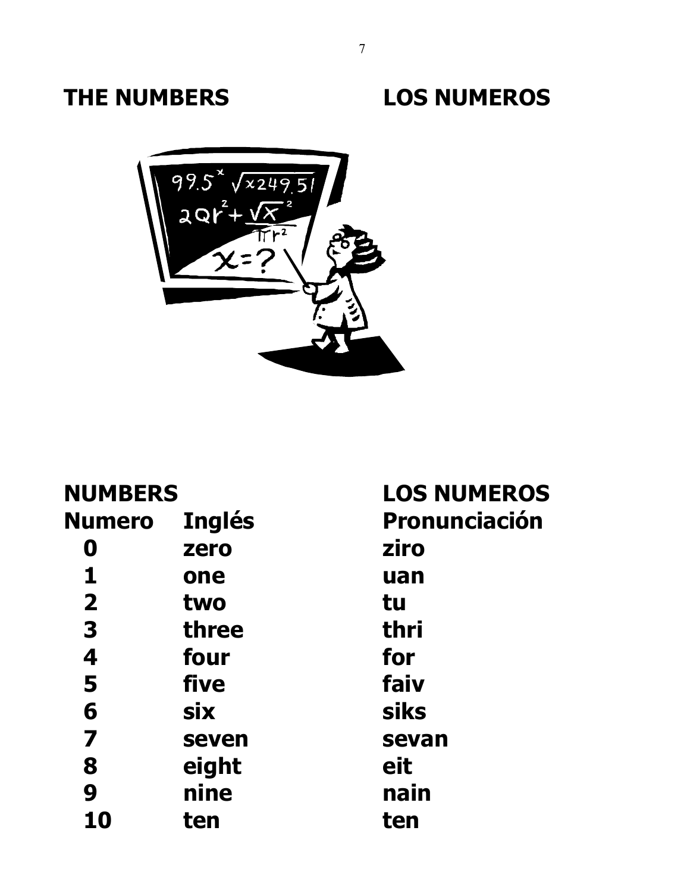# THE NUMBERS LOS NUMEROS

## NUMBERS LOS NUMEROS

| Numero | Inglés | Pronunciación |
| --- | --- | --- |
| 0 | zero | ziro |
| 1 | one | uan |
| 2 | two | tu |
| 3 | three | thri |
| 4 | four | for |
| 5 | five | faiv |
| 6 | six | siks |
| 7 | seven | sevan |
| 8 | eight | eit |
| 9 | nine | nain |
| 10 | ten | ten |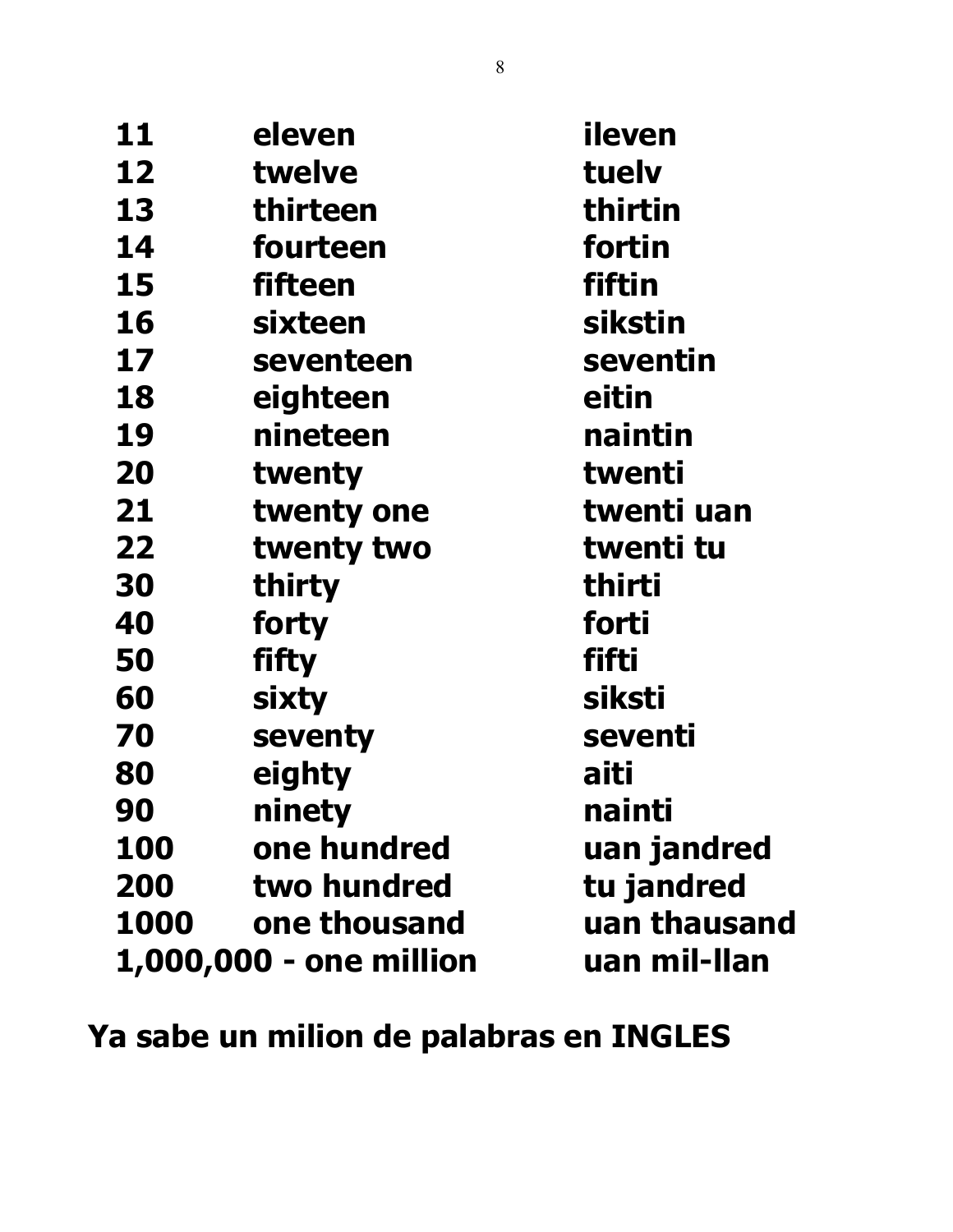| | | |
|---|---|---|
| **11** | **eleven** | **ileven** |
| **12** | **twelve** | **tuelv** |
| **13** | **thirteen** | **thirtin** |
| **14** | **fourteen** | **fortin** |
| **15** | **fifteen** | **fiftin** |
| **16** | **sixteen** | **sikstin** |
| **17** | **seventeen** | **seventin** |
| **18** | **eighteen** | **eitin** |
| **19** | **nineteen** | **naintin** |
| **20** | **twenty** | **twenti** |
| **21** | **twenty one** | **twenti uan** |
| **22** | **twenty two** | **twenti tu** |
| **30** | **thirty** | **thirti** |
| **40** | **forty** | **forti** |
| **50** | **fifty** | **fifti** |
| **60** | **sixty** | **siksti** |
| **70** | **seventy** | **seventi** |
| **80** | **eighty** | **aiti** |
| **90** | **ninety** | **nainti** |
| **100** | **one hundred** | **uan jandred** |
| **200** | **two hundred** | **tu jandred** |
| **1000** | **one thousand** | **uan thausand** |
| **1,000,000 - one million** | | **uan mil-llan** |

**Ya sabe un milion de palabras en INGLES**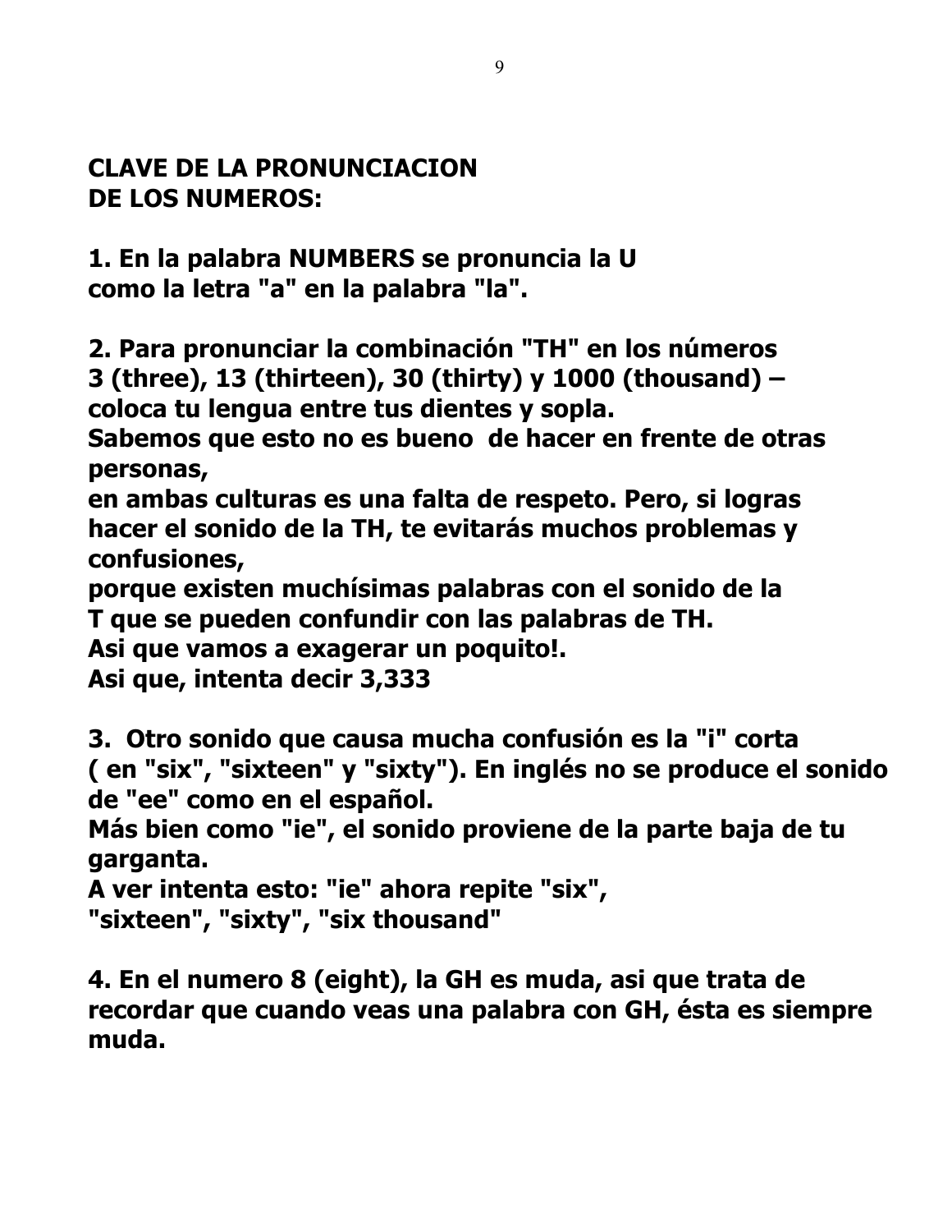# CLAVE DE LA PRONUNCIACION DE LOS NUMEROS:

**1. En la palabra NUMBERS se pronuncia la U como la letra "a" en la palabra "la".**

**2. Para pronunciar la combinación "TH" en los números 3 (three), 13 (thirteen), 30 (thirty) y 1000 (thousand) – coloca tu lengua entre tus dientes y sopla.**
**Sabemos que esto no es bueno de hacer en frente de otras personas,**
**en ambas culturas es una falta de respeto. Pero, si logras hacer el sonido de la TH, te evitarás muchos problemas y confusiones,**
**porque existen muchísimas palabras con el sonido de la T que se pueden confundir con las palabras de TH.**
**Asi que vamos a exagerar un poquito!.**
**Asi que, intenta decir 3,333**

**3. Otro sonido que causa mucha confusión es la "i" corta ( en "six", "sixteen" y "sixty"). En inglés no se produce el sonido de "ee" como en el español.**
**Más bien como "ie", el sonido proviene de la parte baja de tu garganta.**
**A ver intenta esto: "ie" ahora repite "six", "sixteen", "sixty", "six thousand"**

**4. En el numero 8 (eight), la GH es muda, asi que trata de recordar que cuando veas una palabra con GH, ésta es siempre muda.**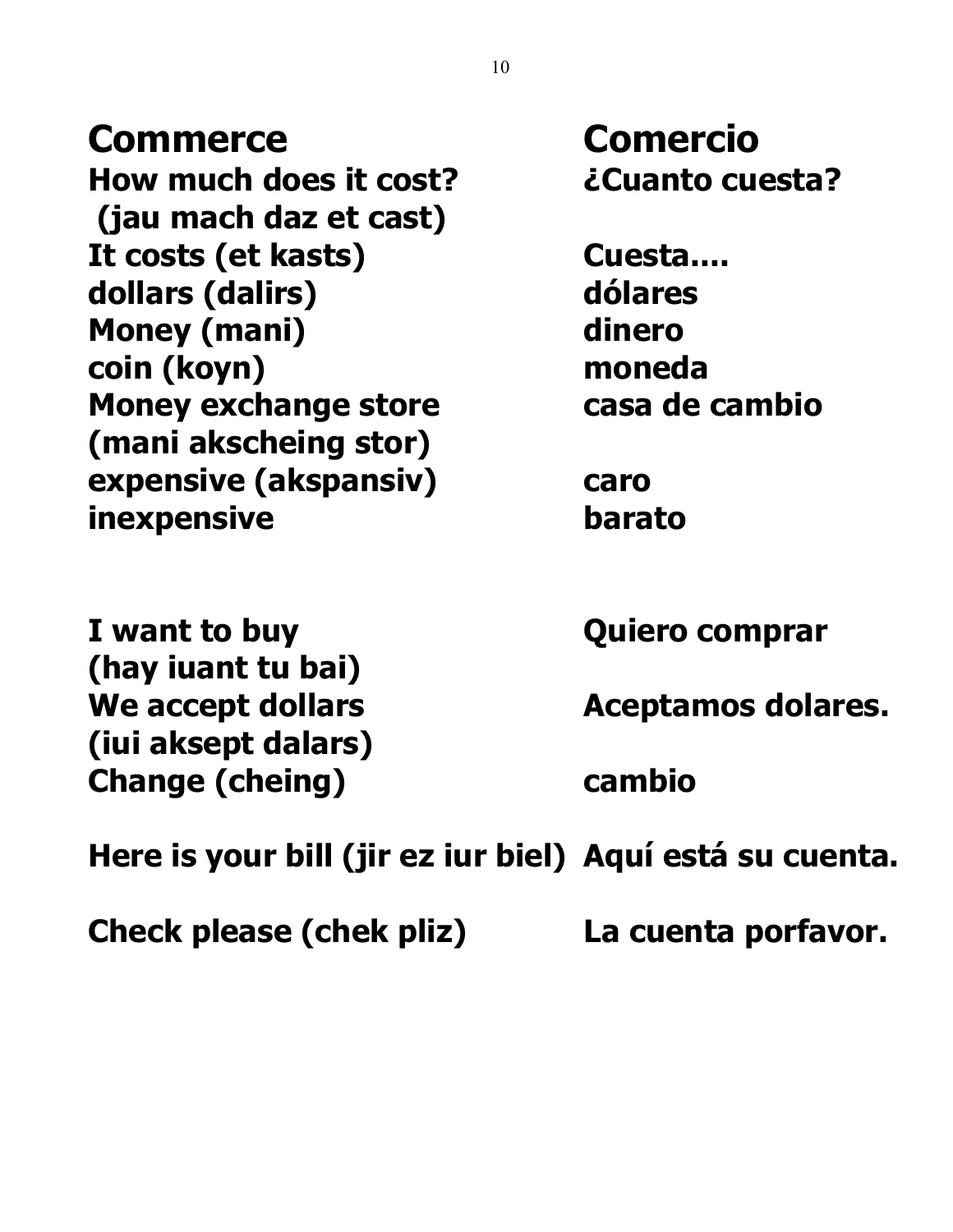| Commerce | Comercio |
|---|---|
| How much does it cost? (jau mach daz et cast) | ¿Cuanto cuesta? |
| It costs (et kasts) | Cuesta.... |
| dollars (dalirs) | dólares |
| Money (mani) | dinero |
| coin (koyn) | moneda |
| Money exchange store (mani akscheing stor) | casa de cambio |
| expensive (akspansiv) | caro |
| inexpensive | barato |
| I want to buy (hay iuant tu bai) | Quiero comprar |
| We accept dollars (iui aksept dalars) | Aceptamos dolares. |
| Change (cheing) | cambio |
| Here is your bill (jir ez iur biel) | Aquí está su cuenta. |
| Check please (chek pliz) | La cuenta porfavor. |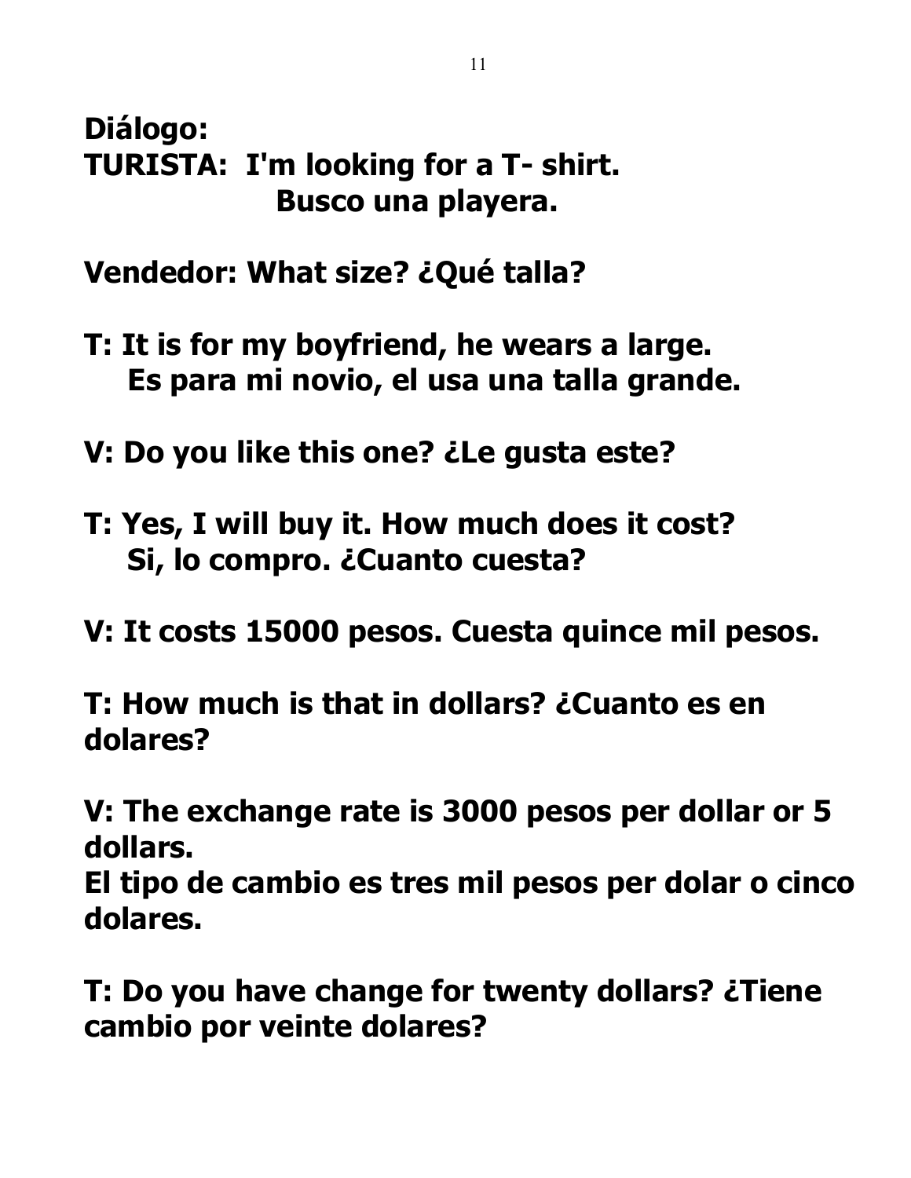**Diálogo:**

**TURISTA: I'm looking for a T- shirt.**
**Busco una playera.**

**Vendedor: What size? ¿Qué talla?**

**T: It is for my boyfriend, he wears a large.**
**Es para mi novio, el usa una talla grande.**

**V: Do you like this one? ¿Le gusta este?**

**T: Yes, I will buy it. How much does it cost?**
**Si, lo compro. ¿Cuanto cuesta?**

**V: It costs 15000 pesos. Cuesta quince mil pesos.**

**T: How much is that in dollars? ¿Cuanto es en dolares?**

**V: The exchange rate is 3000 pesos per dollar or 5 dollars.**
**El tipo de cambio es tres mil pesos per dolar o cinco dolares.**

**T: Do you have change for twenty dollars? ¿Tiene cambio por veinte dolares?**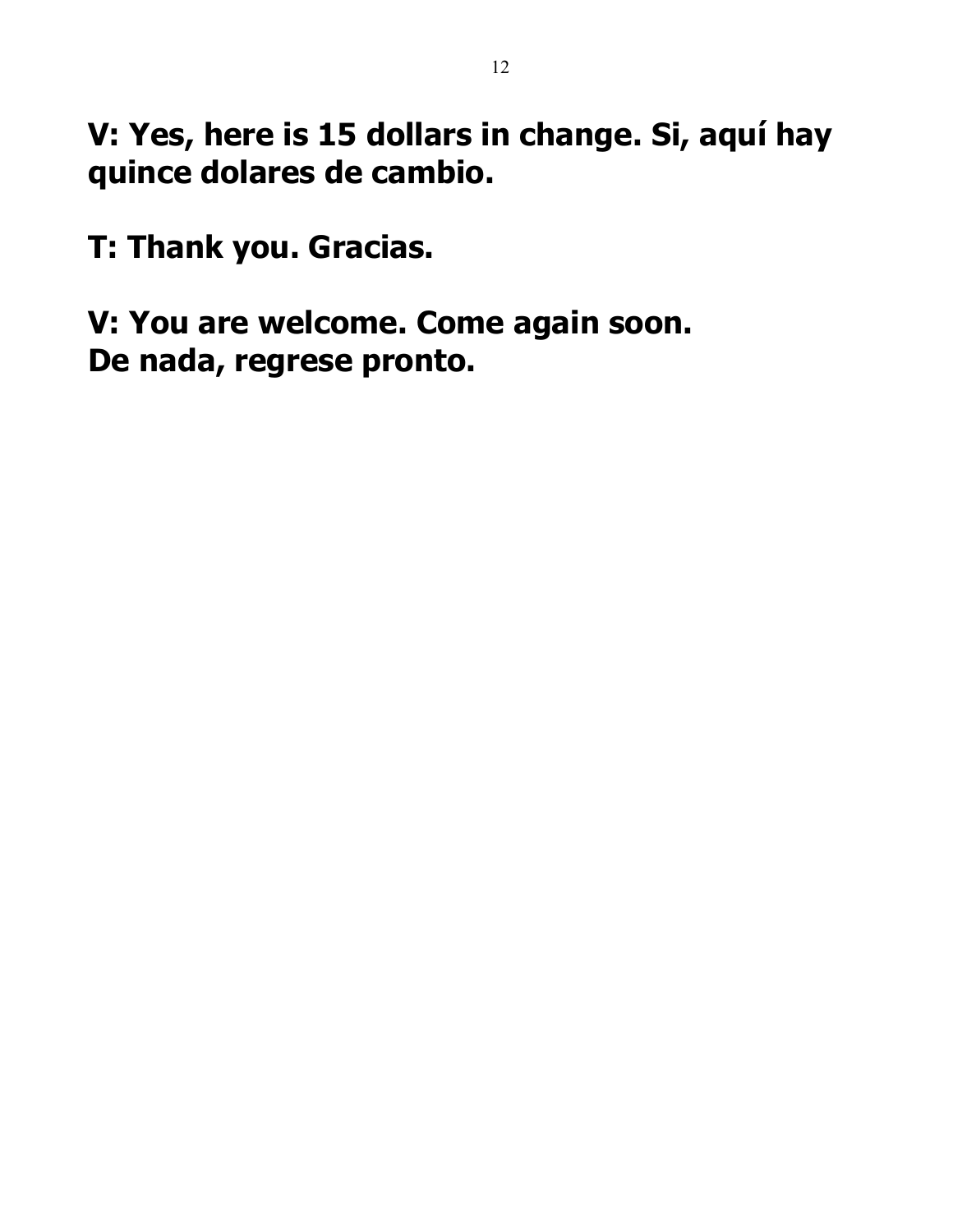**V: Yes, here is 15 dollars in change. Si, aquí hay quince dolares de cambio.**

**T: Thank you. Gracias.**

**V: You are welcome. Come again soon.
De nada, regrese pronto.**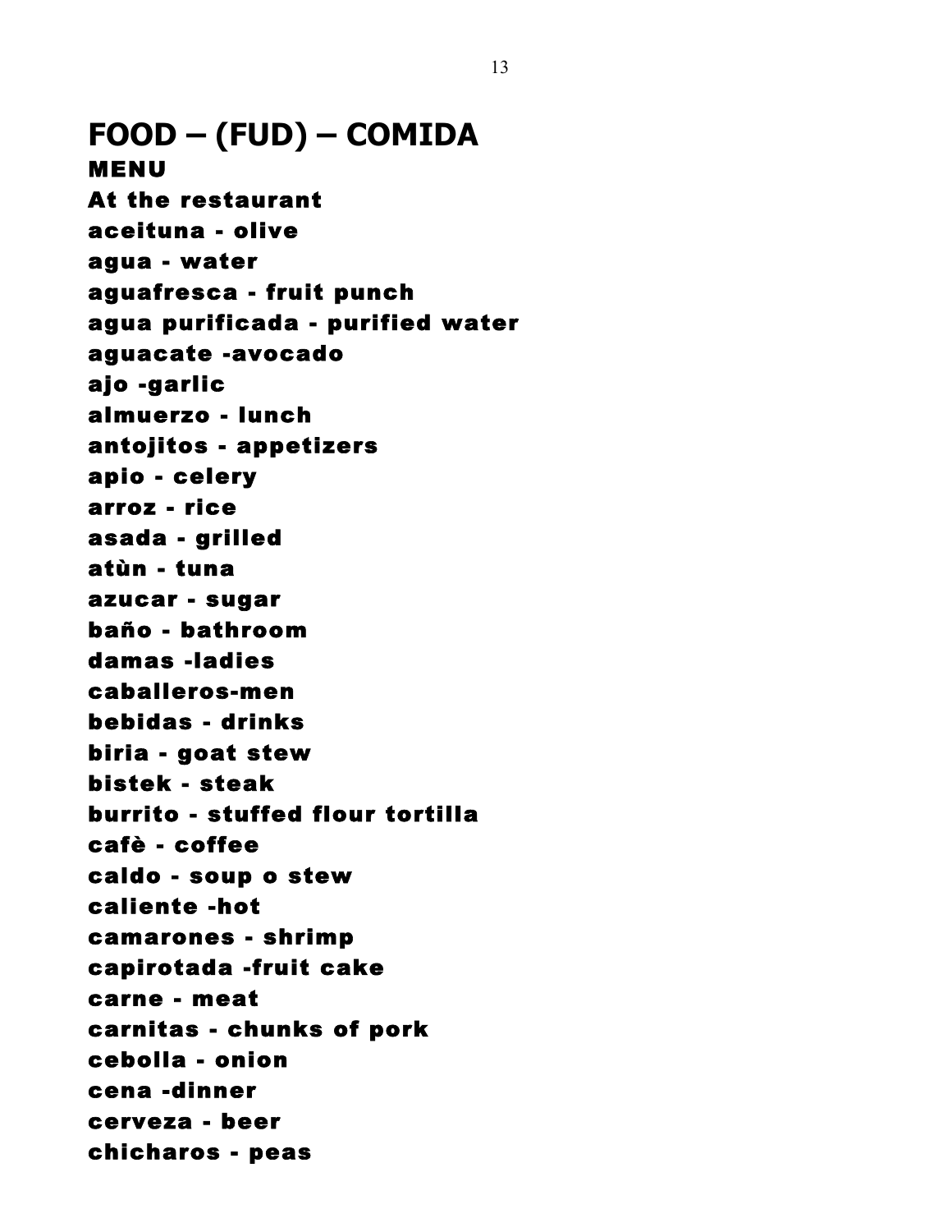# FOOD – (FUD) – COMIDA

## MENU

### At the restaurant

aceituna - olive

agua - water

aguafresca - fruit punch

agua purificada - purified water

aguacate -avocado

ajo -garlic

almuerzo - lunch

antojitos - appetizers

apio - celery

arroz - rice

asada - grilled

atùn - tuna

azucar - sugar

baño - bathroom

damas -ladies

caballeros-men

bebidas - drinks

biria - goat stew

bistek - steak

burrito - stuffed flour tortilla

cafè - coffee

caldo - soup o stew

caliente -hot

camarones - shrimp

capirotada -fruit cake

carne - meat

carnitas - chunks of pork

cebolla - onion

cena -dinner

cerveza - beer

chicharos - peas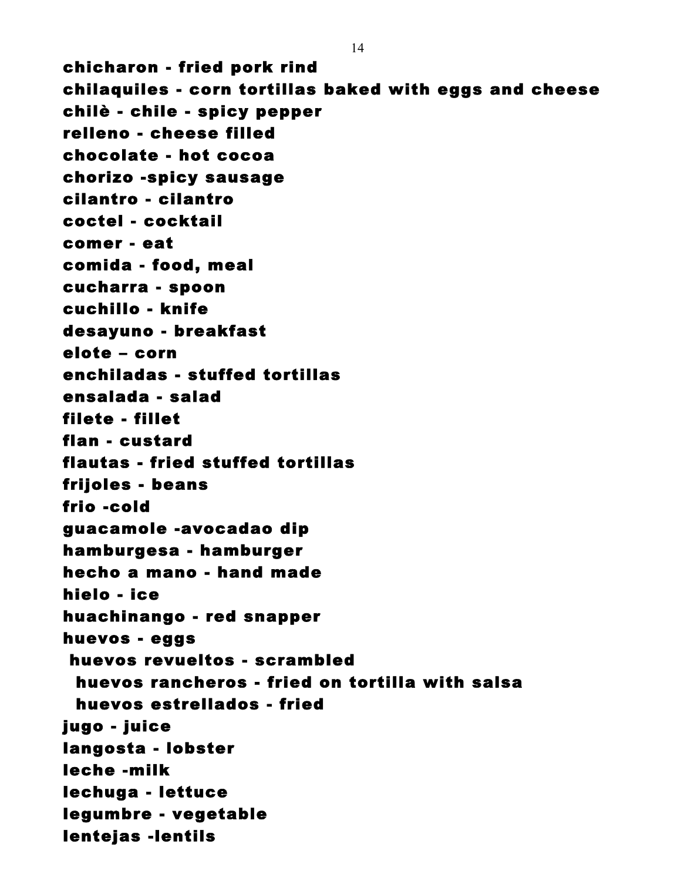chicharon - fried pork rind
chilaquiles - corn tortillas baked with eggs and cheese
chilè - chile - spicy pepper
relleno - cheese filled
chocolate - hot cocoa
chorizo -spicy sausage
cilantro - cilantro
coctel - cocktail
comer - eat
comida - food, meal
cucharra - spoon
cuchillo - knife
desayuno - breakfast
elote – corn
enchiladas - stuffed tortillas
ensalada - salad
filete - fillet
flan - custard
flautas - fried stuffed tortillas
frijoles - beans
frio -cold
guacamole -avocadao dip
hamburgesa - hamburger
hecho a mano - hand made
hielo - ice
huachinango - red snapper
huevos - eggs
 huevos revueltos - scrambled
  huevos rancheros - fried on tortilla with salsa
  huevos estrellados - fried
jugo - juice
langosta - lobster
leche -milk
lechuga - lettuce
legumbre - vegetable
lentejas -lentils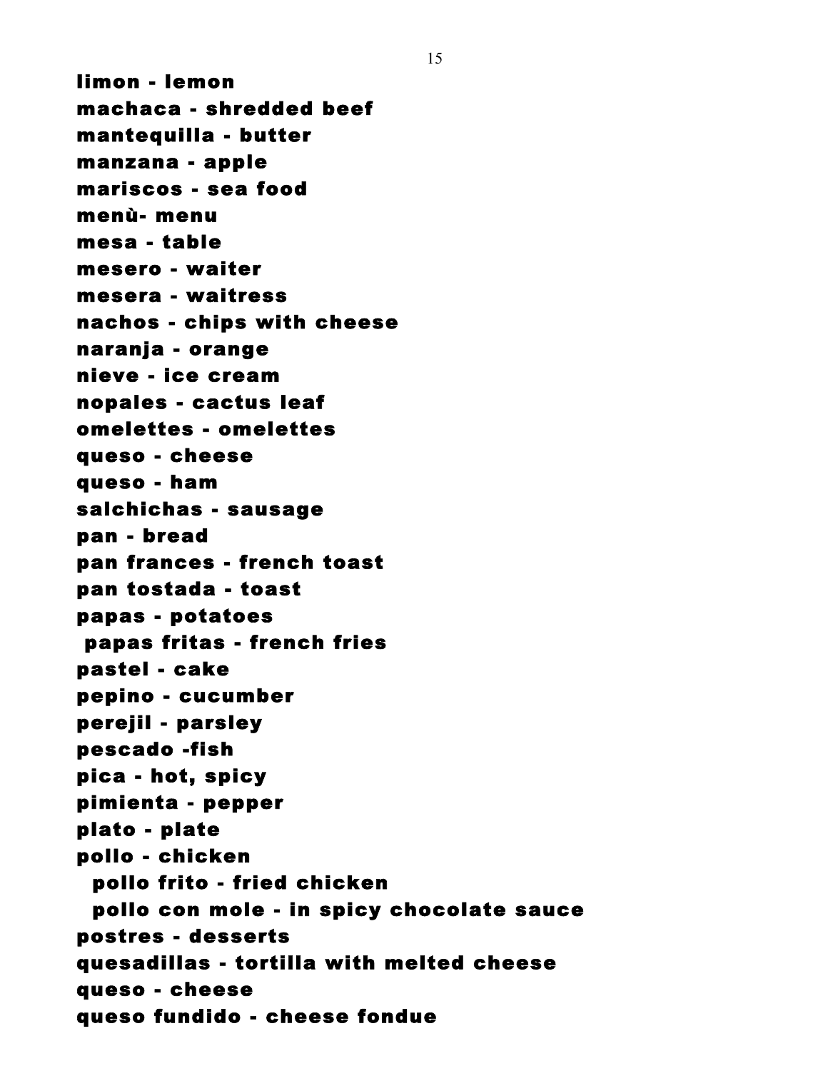**limon - lemon**
**machaca - shredded beef**
**mantequilla - butter**
**manzana - apple**
**mariscos - sea food**
**menù- menu**
**mesa - table**
**mesero - waiter**
**mesera - waitress**
**nachos - chips with cheese**
**naranja - orange**
**nieve - ice cream**
**nopales - cactus leaf**
**omelettes - omelettes**
**queso - cheese**
**queso - ham**
**salchichas - sausage**
**pan - bread**
**pan frances - french toast**
**pan tostada - toast**
**papas - potatoes**
**papas fritas - french fries**
**pastel - cake**
**pepino - cucumber**
**perejil - parsley**
**pescado -fish**
**pica - hot, spicy**
**pimienta - pepper**
**plato - plate**
**pollo - chicken**
**pollo frito - fried chicken**
**pollo con mole - in spicy chocolate sauce**
**postres - desserts**
**quesadillas - tortilla with melted cheese**
**queso - cheese**
**queso fundido - cheese fondue**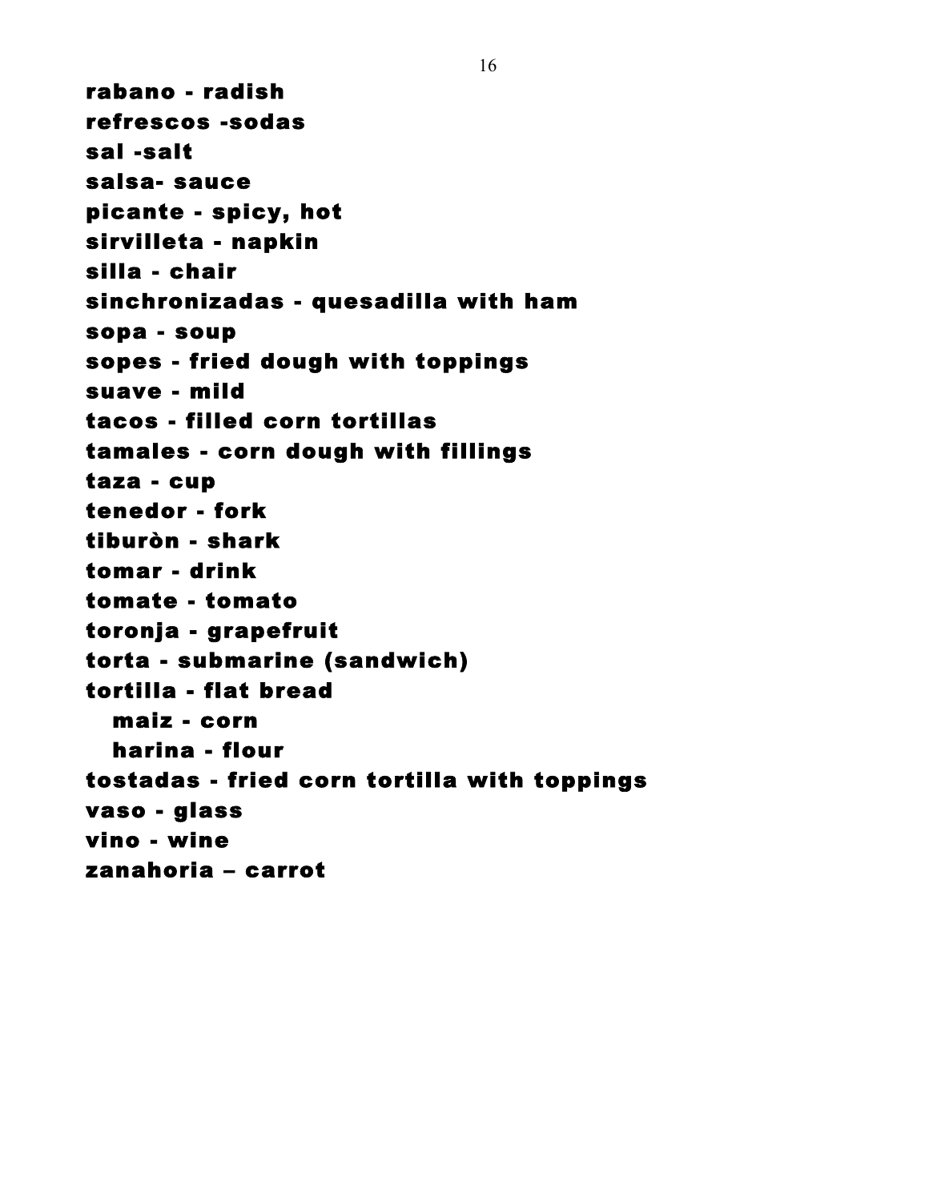rabano - radish
refrescos -sodas
sal -salt
salsa- sauce
picante - spicy, hot
sirvilleta - napkin
silla - chair
sinchronizadas - quesadilla with ham
sopa - soup
sopes - fried dough with toppings
suave - mild
tacos - filled corn tortillas
tamales - corn dough with fillings
taza - cup
tenedor - fork
tiburòn - shark
tomar - drink
tomate - tomato
toronja - grapefruit
torta - submarine (sandwich)
tortilla - flat bread
  maiz - corn
  harina - flour
tostadas - fried corn tortilla with toppings
vaso - glass
vino - wine
zanahoria – carrot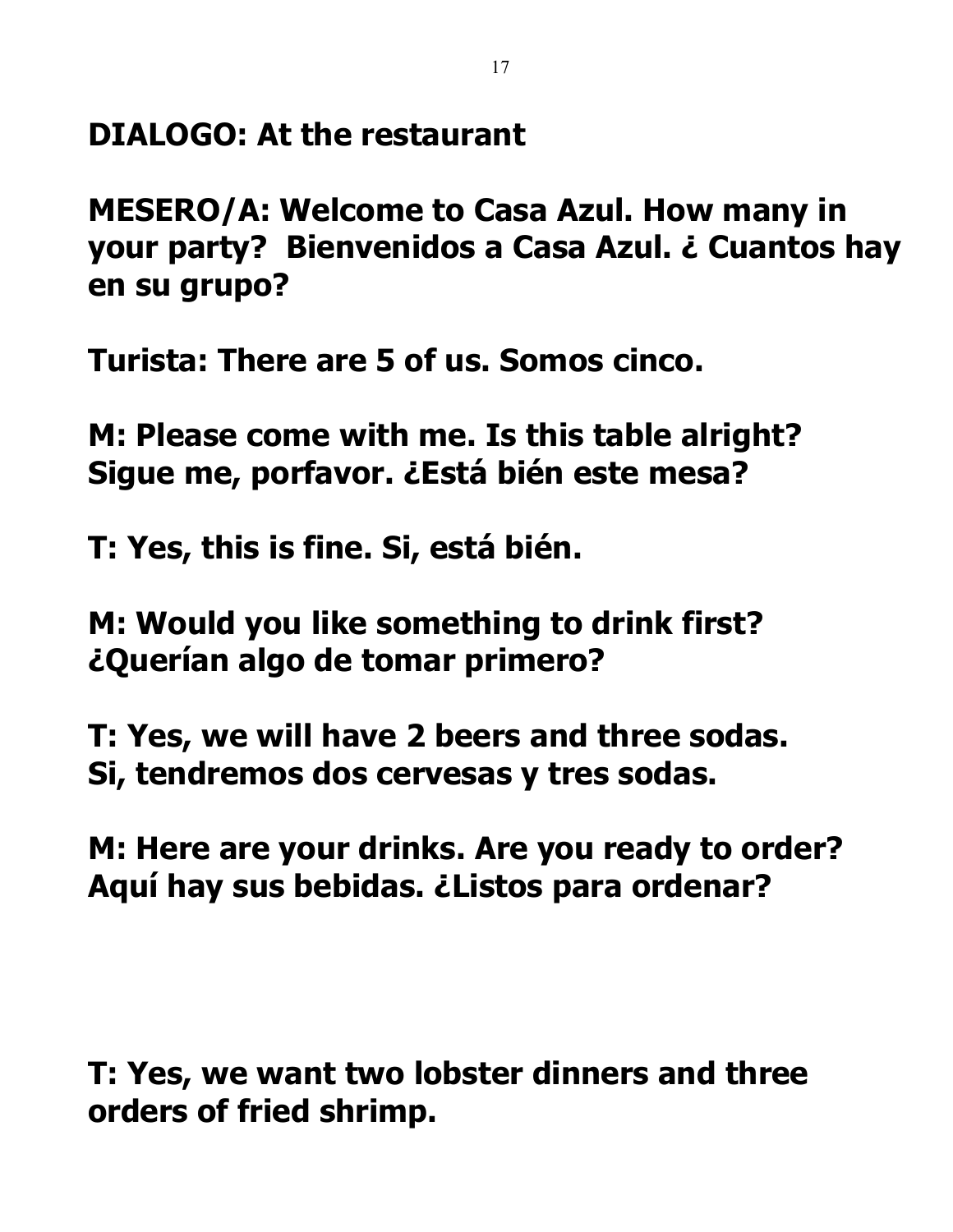**DIALOGO: At the restaurant**

**MESERO/A: Welcome to Casa Azul. How many in your party? Bienvenidos a Casa Azul. ¿ Cuantos hay en su grupo?**

**Turista: There are 5 of us. Somos cinco.**

**M: Please come with me. Is this table alright? Sigue me, porfavor. ¿Está bién este mesa?**

**T: Yes, this is fine. Si, está bién.**

**M: Would you like something to drink first? ¿Querían algo de tomar primero?**

**T: Yes, we will have 2 beers and three sodas. Si, tendremos dos cervesas y tres sodas.**

**M: Here are your drinks. Are you ready to order? Aquí hay sus bebidas. ¿Listos para ordenar?**

**T: Yes, we want two lobster dinners and three orders of fried shrimp.**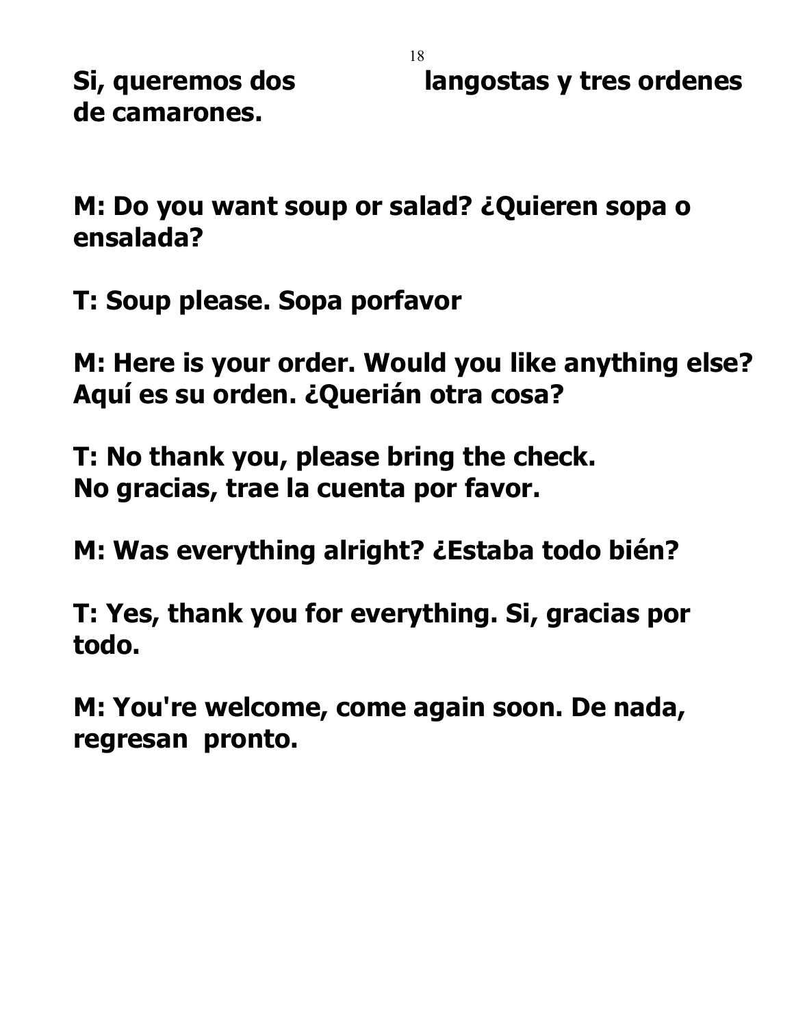**Si, queremos dos langostas y tres ordenes de camarones.**

**M: Do you want soup or salad? ¿Quieren sopa o ensalada?**

**T: Soup please. Sopa porfavor**

**M: Here is your order. Would you like anything else? Aquí es su orden. ¿Querián otra cosa?**

**T: No thank you, please bring the check. No gracias, trae la cuenta por favor.**

**M: Was everything alright? ¿Estaba todo bién?**

**T: Yes, thank you for everything. Si, gracias por todo.**

**M: You're welcome, come again soon. De nada, regresan pronto.**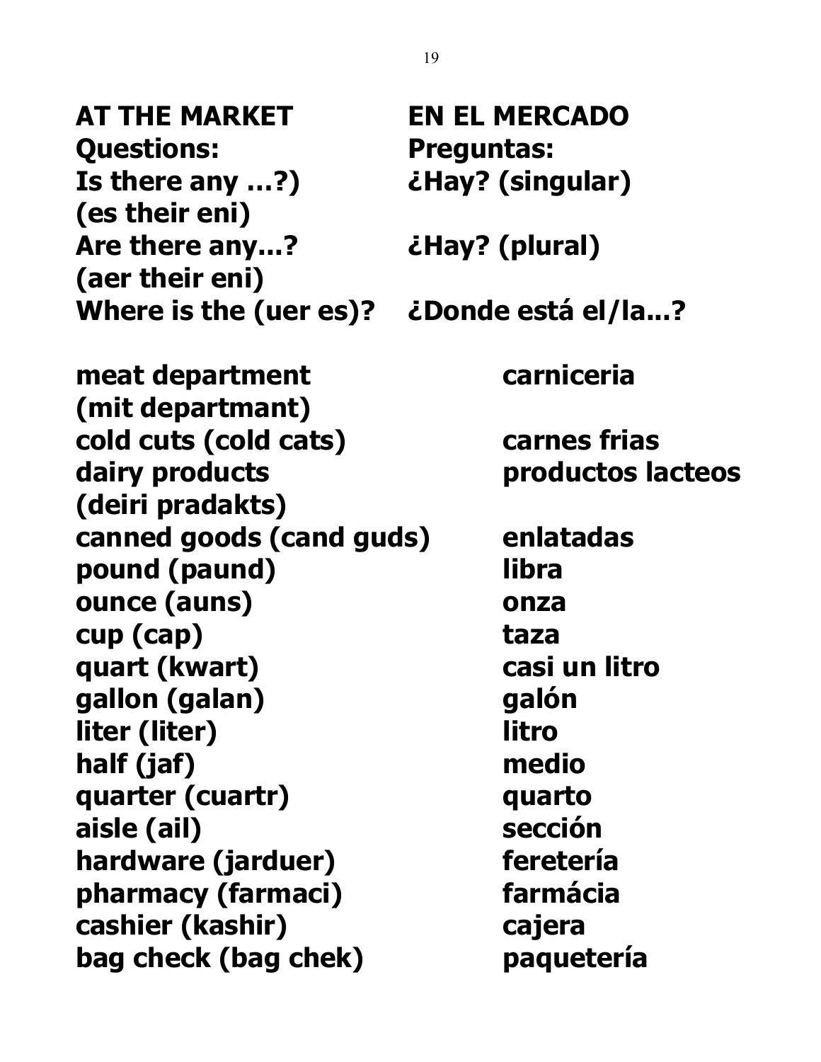**AT THE MARKET** | **EN EL MERCADO**

| | |
|---|---|
| **Questions:** | **Preguntas:** |
| **Is there any …?) (es their eni)** | **¿Hay? (singular)** |
| **Are there any...? (aer their eni)** | **¿Hay? (plural)** |
| **Where is the (uer es)?** | **¿Donde está el/la...?** |

| | |
|---|---|
| **meat department (mit departmant)** | **carniceria** |
| **cold cuts (cold cats)** | **carnes frias** |
| **dairy products (deiri pradakts)** | **productos lacteos** |
| **canned goods (cand guds)** | **enlatadas** |
| **pound (paund)** | **libra** |
| **ounce (auns)** | **onza** |
| **cup (cap)** | **taza** |
| **quart (kwart)** | **casi un litro** |
| **gallon (galan)** | **galón** |
| **liter (liter)** | **litro** |
| **half (jaf)** | **medio** |
| **quarter (cuartr)** | **quarto** |
| **aisle (ail)** | **sección** |
| **hardware (jarduer)** | **feretería** |
| **pharmacy (farmaci)** | **farmácia** |
| **cashier (kashir)** | **cajera** |
| **bag check (bag chek)** | **paquetería** |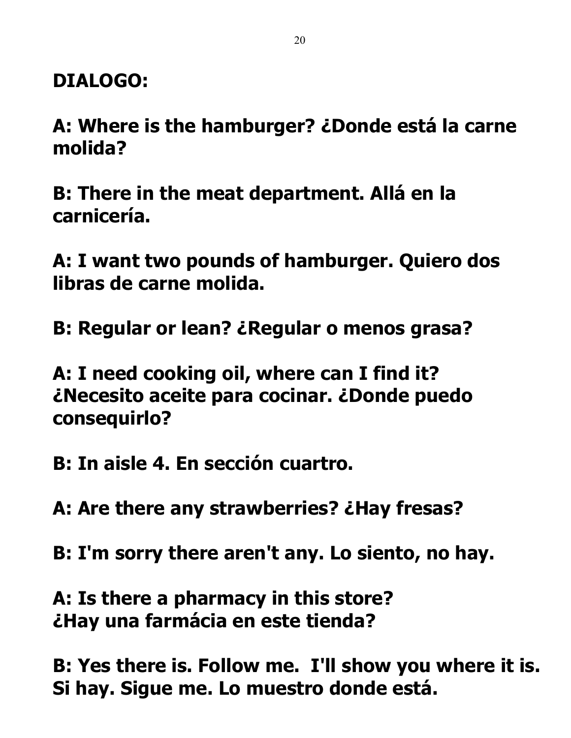**DIALOGO:**

**A: Where is the hamburger? ¿Donde está la carne molida?**

**B: There in the meat department. Allá en la carnicería.**

**A: I want two pounds of hamburger. Quiero dos libras de carne molida.**

**B: Regular or lean? ¿Regular o menos grasa?**

**A: I need cooking oil, where can I find it? ¿Necesito aceite para cocinar. ¿Donde puedo consequirlo?**

**B: In aisle 4. En sección cuartro.**

**A: Are there any strawberries? ¿Hay fresas?**

**B: I'm sorry there aren't any. Lo siento, no hay.**

**A: Is there a pharmacy in this store?**
**¿Hay una farmácia en este tienda?**

**B: Yes there is. Follow me. I'll show you where it is. Si hay. Sigue me. Lo muestro donde está.**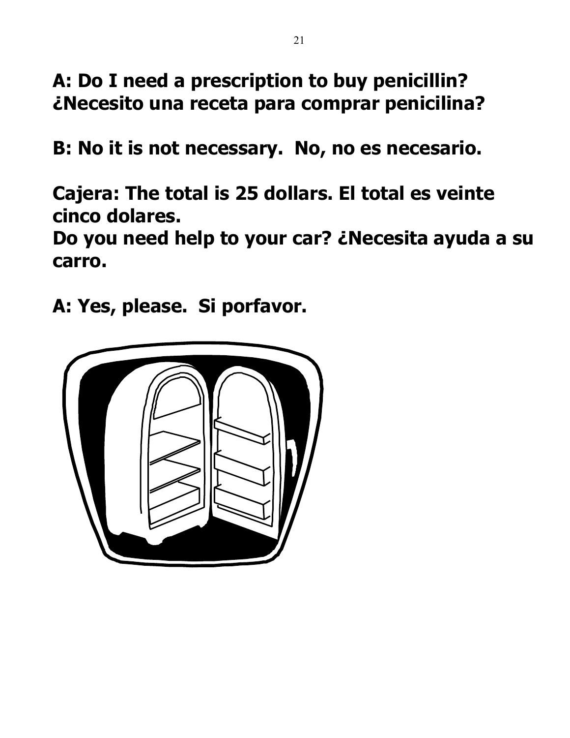**A: Do I need a prescription to buy penicillin? ¿Necesito una receta para comprar penicilina?**

**B: No it is not necessary. No, no es necesario.**

**Cajera: The total is 25 dollars. El total es veinte cinco dolares.**
**Do you need help to your car? ¿Necesita ayuda a su carro.**

**A: Yes, please. Si porfavor.**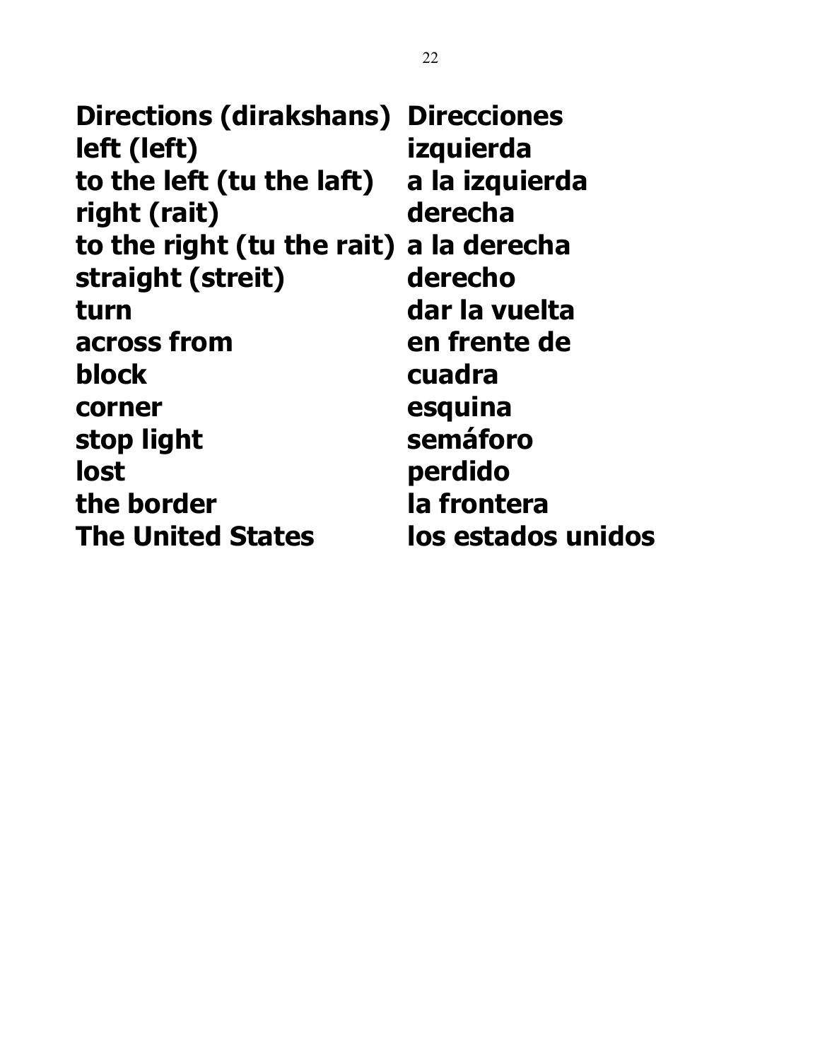| **Directions (dirakshans)** | **Direcciones** |
| --- | --- |
| **left (left)** | **izquierda** |
| **to the left (tu the laft)** | **a la izquierda** |
| **right (rait)** | **derecha** |
| **to the right (tu the rait)** | **a la derecha** |
| **straight (streit)** | **derecho** |
| **turn** | **dar la vuelta** |
| **across from** | **en frente de** |
| **block** | **cuadra** |
| **corner** | **esquina** |
| **stop light** | **semáforo** |
| **lost** | **perdido** |
| **the border** | **la frontera** |
| **The United States** | **los estados unidos** |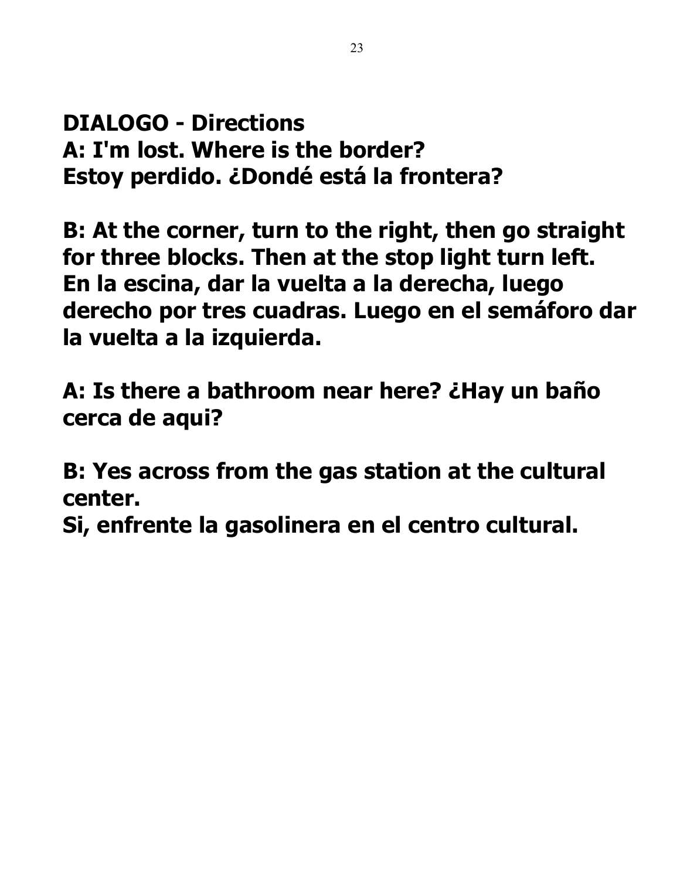**DIALOGO - Directions**
**A: I'm lost. Where is the border?**
**Estoy perdido. ¿Dondé está la frontera?**

**B: At the corner, turn to the right, then go straight for three blocks. Then at the stop light turn left.**
**En la escina, dar la vuelta a la derecha, luego derecho por tres cuadras. Luego en el semáforo dar la vuelta a la izquierda.**

**A: Is there a bathroom near here? ¿Hay un baño cerca de aqui?**

**B: Yes across from the gas station at the cultural center.**
**Si, enfrente la gasolinera en el centro cultural.**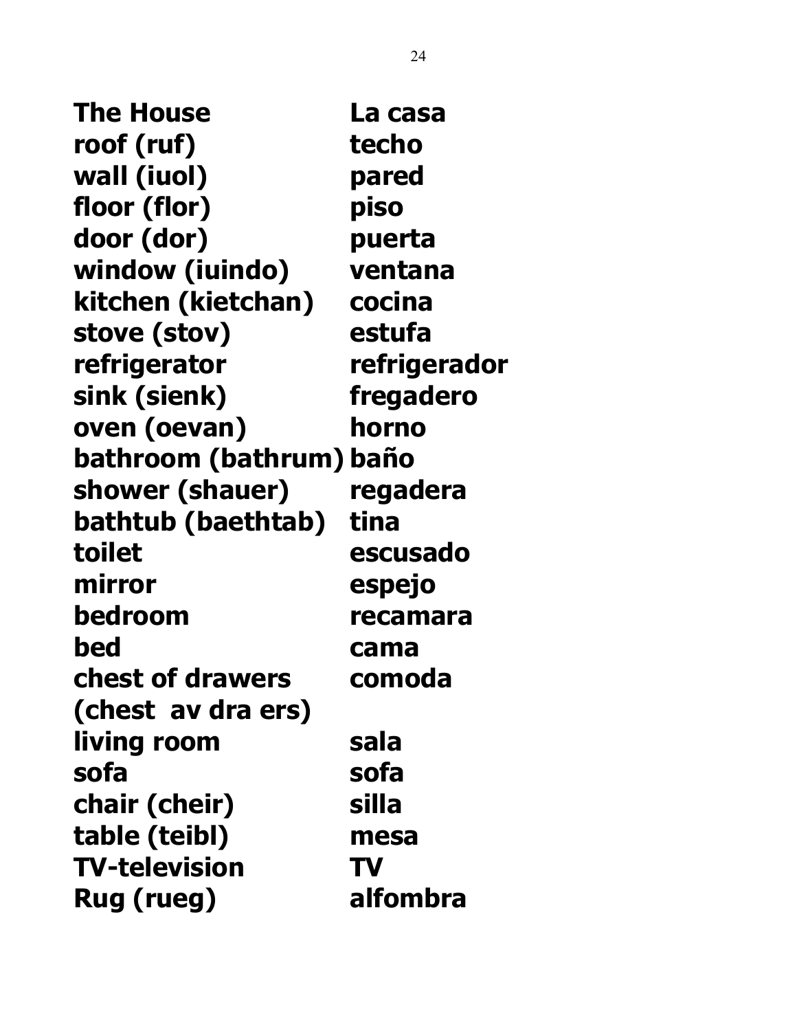| The House | La casa |
| --- | --- |
| roof (ruf) | techo |
| wall (iuol) | pared |
| floor (flor) | piso |
| door (dor) | puerta |
| window (iuindo) | ventana |
| kitchen (kietchan) | cocina |
| stove (stov) | estufa |
| refrigerator | refrigerador |
| sink (sienk) | fregadero |
| oven (oevan) | horno |
| bathroom (bathrum) | baño |
| shower (shauer) | regadera |
| bathtub (baethtab) | tina |
| toilet | escusado |
| mirror | espejo |
| bedroom | recamara |
| bed | cama |
| chest of drawers (chest av dra ers) | comoda |
| living room | sala |
| sofa | sofa |
| chair (cheir) | silla |
| table (teibl) | mesa |
| TV-television | TV |
| Rug (rueg) | alfombra |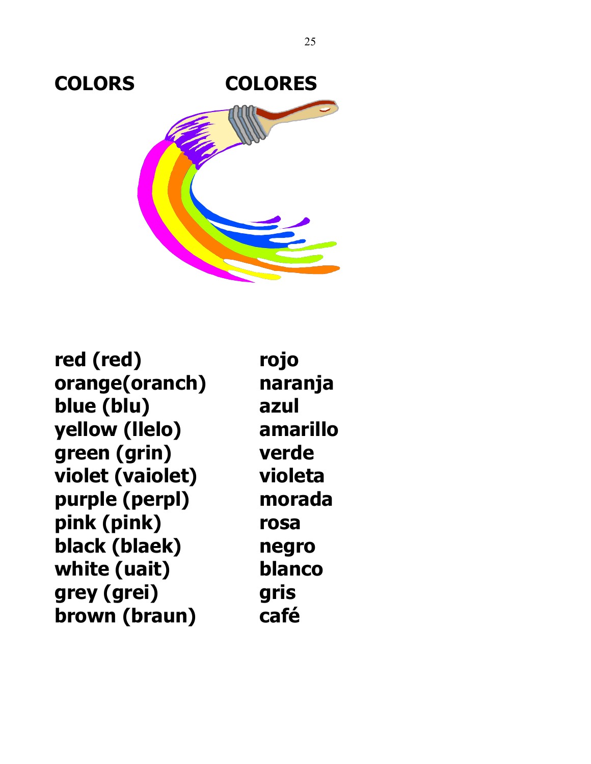## COLORS COLORES

| | |
|---|---|
| **red (red)** | **rojo** |
| **orange(oranch)** | **naranja** |
| **blue (blu)** | **azul** |
| **yellow (llelo)** | **amarillo** |
| **green (grin)** | **verde** |
| **violet (vaiolet)** | **violeta** |
| **purple (perpl)** | **morada** |
| **pink (pink)** | **rosa** |
| **black (blaek)** | **negro** |
| **white (uait)** | **blanco** |
| **grey (grei)** | **gris** |
| **brown (braun)** | **café** |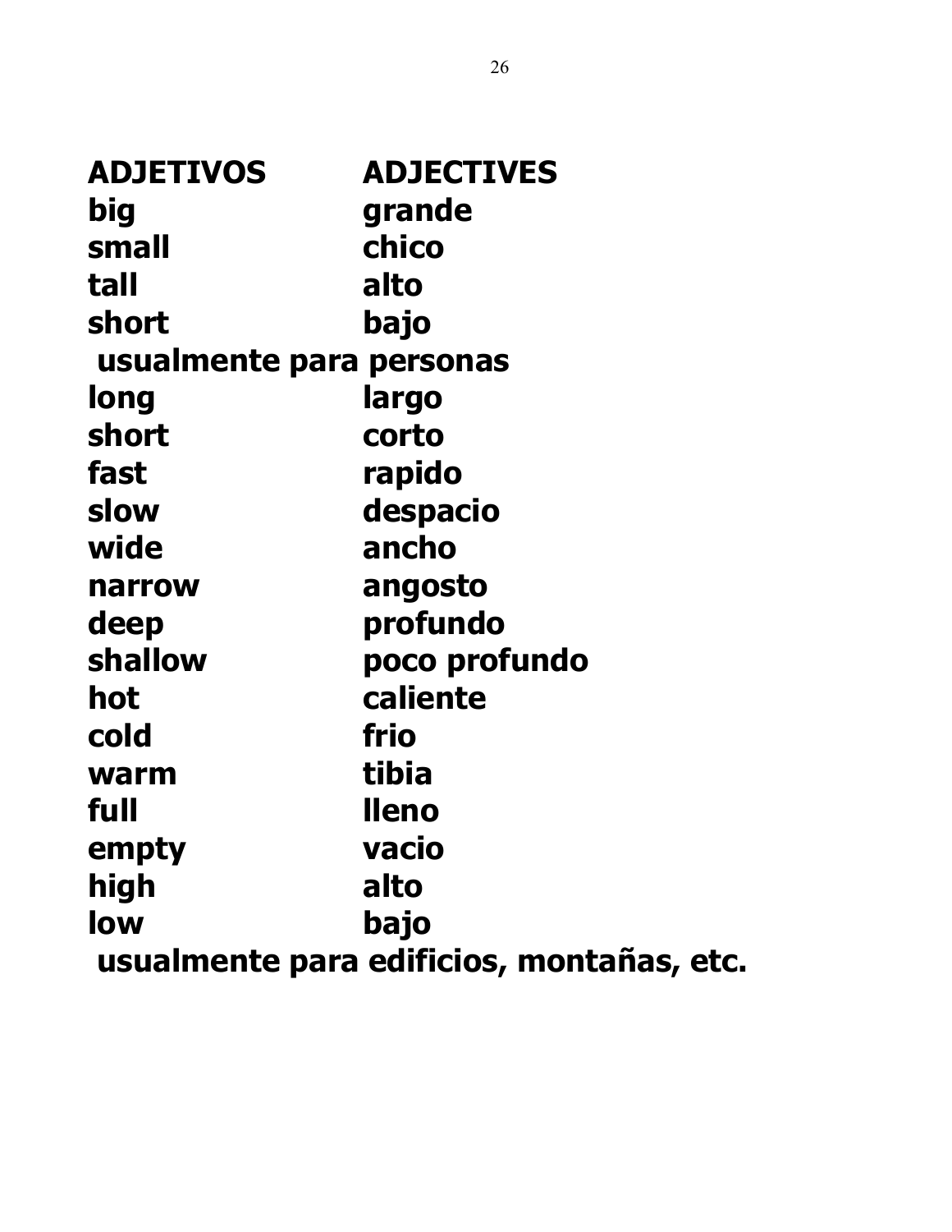| **ADJETIVOS** | **ADJECTIVES** |
|---|---|
| **big** | **grande** |
| **small** | **chico** |
| **tall** | **alto** |
| **short** | **bajo** |
| **usualmente para personas** | |
| **long** | **largo** |
| **short** | **corto** |
| **fast** | **rapido** |
| **slow** | **despacio** |
| **wide** | **ancho** |
| **narrow** | **angosto** |
| **deep** | **profundo** |
| **shallow** | **poco profundo** |
| **hot** | **caliente** |
| **cold** | **frio** |
| **warm** | **tibia** |
| **full** | **lleno** |
| **empty** | **vacio** |
| **high** | **alto** |
| **low** | **bajo** |
| **usualmente para edificios, montañas, etc.** | |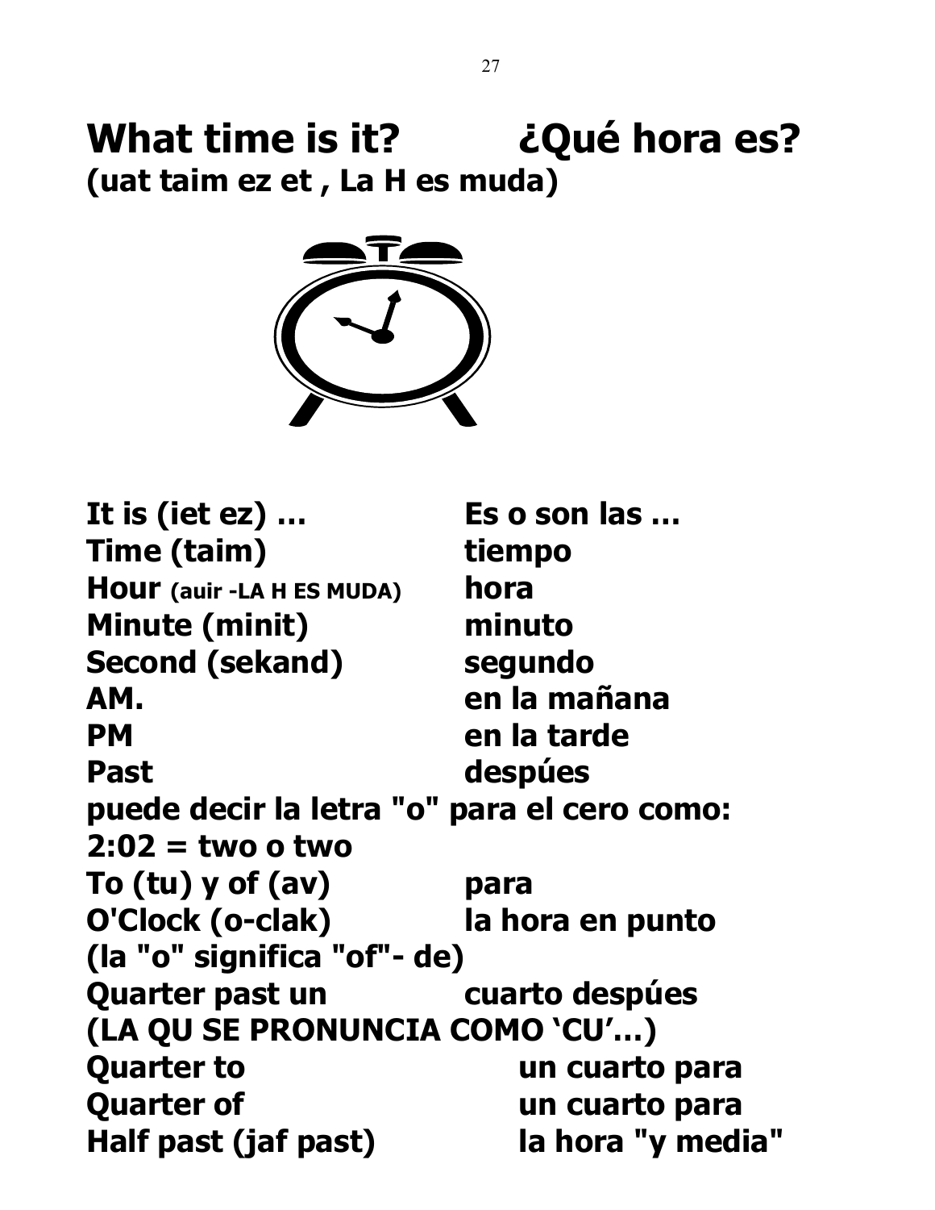# What time is it? ¿Qué hora es?

**(uat taim ez et , La H es muda)**

| | |
|---|---|
| **It is (iet ez) …** | **Es o son las …** |
| **Time (taim)** | **tiempo** |
| **Hour (auir -LA H ES MUDA)** | **hora** |
| **Minute (minit)** | **minuto** |
| **Second (sekand)** | **segundo** |
| **AM.** | **en la mañana** |
| **PM** | **en la tarde** |
| **Past** | **despúes** |

**puede decir la letra "o" para el cero como:**
**2:02 = two o two**

| | |
|---|---|
| **To (tu) y of (av)** | **para** |
| **O'Clock (o-clak)** | **la hora en punto** |

**(la "o" significa "of"- de)**

| | |
|---|---|
| **Quarter past un** | **cuarto despúes** |

**(LA QU SE PRONUNCIA COMO 'CU'…)**

| | |
|---|---|
| **Quarter to** | **un cuarto para** |
| **Quarter of** | **un cuarto para** |
| **Half past (jaf past)** | **la hora "y media"** |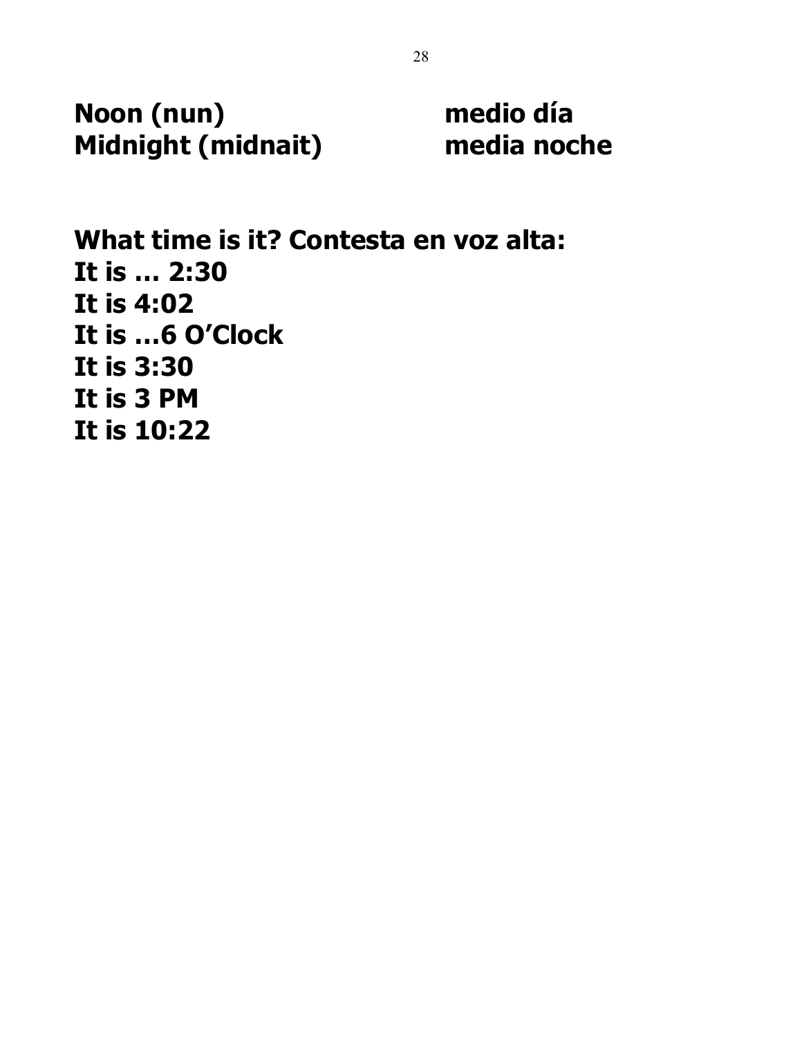**Noon (nun)** **medio día**
**Midnight (midnait)** **media noche**

**What time is it? Contesta en voz alta:**
**It is … 2:30**
**It is 4:02**
**It is …6 O'Clock**
**It is 3:30**
**It is 3 PM**
**It is 10:22**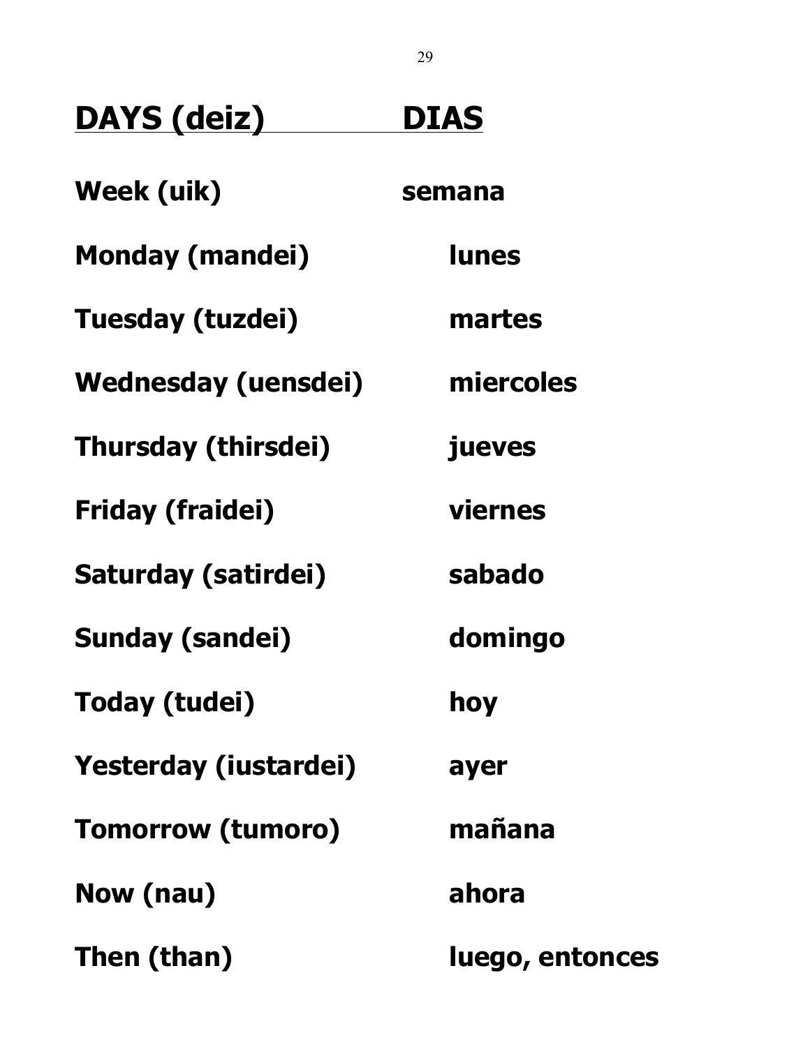| **DAYS (deiz)** | **DIAS** |
| --- | --- |
| **Week (uik)** | **semana** |
| **Monday (mandei)** | **lunes** |
| **Tuesday (tuzdei)** | **martes** |
| **Wednesday (uensdei)** | **miercoles** |
| **Thursday (thirsdei)** | **jueves** |
| **Friday (fraidei)** | **viernes** |
| **Saturday (satirdei)** | **sabado** |
| **Sunday (sandei)** | **domingo** |
| **Today (tudei)** | **hoy** |
| **Yesterday (iustardei)** | **ayer** |
| **Tomorrow (tumoro)** | **mañana** |
| **Now (nau)** | **ahora** |
| **Then (than)** | **luego, entonces** |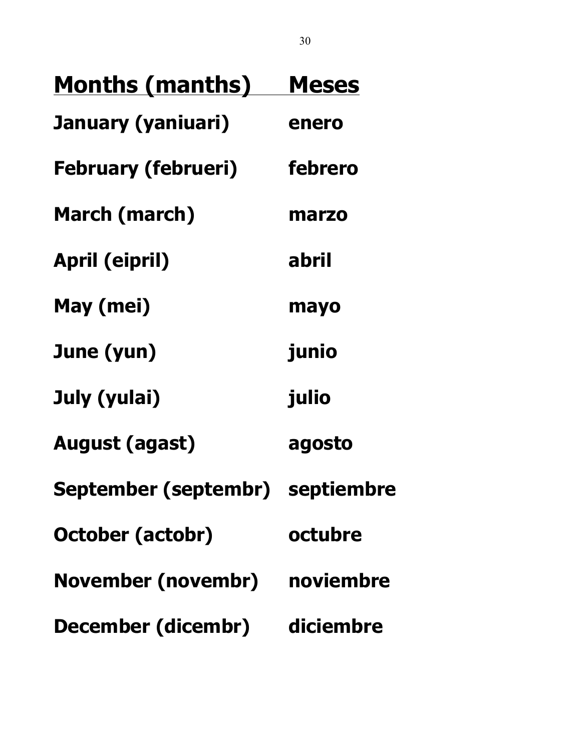| Months (manths) | Meses |
| --- | --- |
| **January (yaniuari)** | **enero** |
| **February (februeri)** | **febrero** |
| **March (march)** | **marzo** |
| **April (eipril)** | **abril** |
| **May (mei)** | **mayo** |
| **June (yun)** | **junio** |
| **July (yulai)** | **julio** |
| **August (agast)** | **agosto** |
| **September (septembr)** | **septiembre** |
| **October (actobr)** | **octubre** |
| **November (novembr)** | **noviembre** |
| **December (dicembr)** | **diciembre** |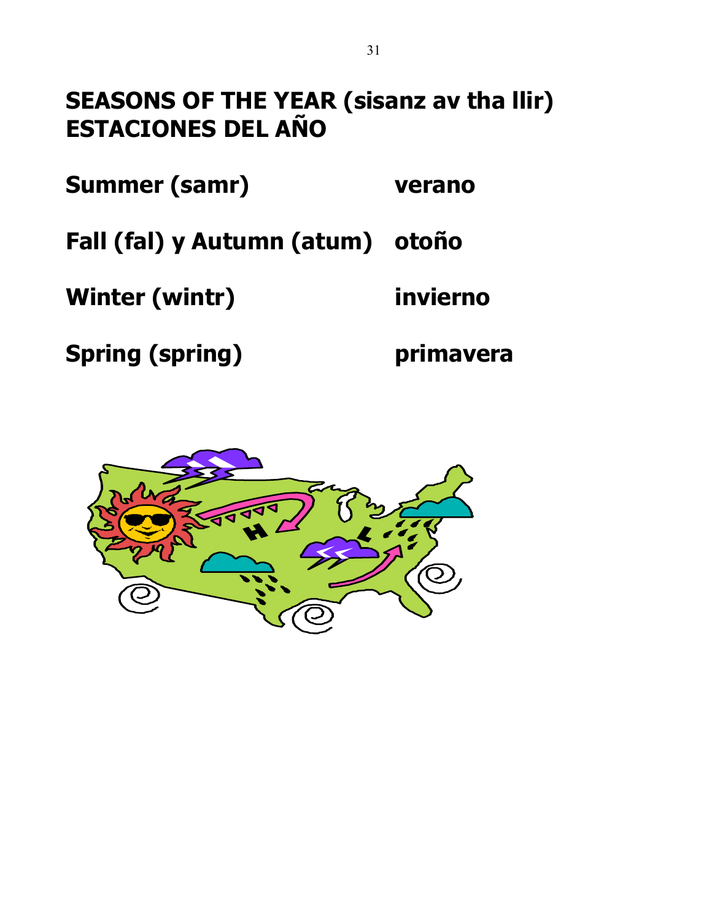# SEASONS OF THE YEAR (sisanz av tha llir)
# ESTACIONES DEL AÑO

| | |
|---|---|
| **Summer (samr)** | **verano** |
| **Fall (fal) y Autumn (atum)** | **otoño** |
| **Winter (wintr)** | **invierno** |
| **Spring (spring)** | **primavera** |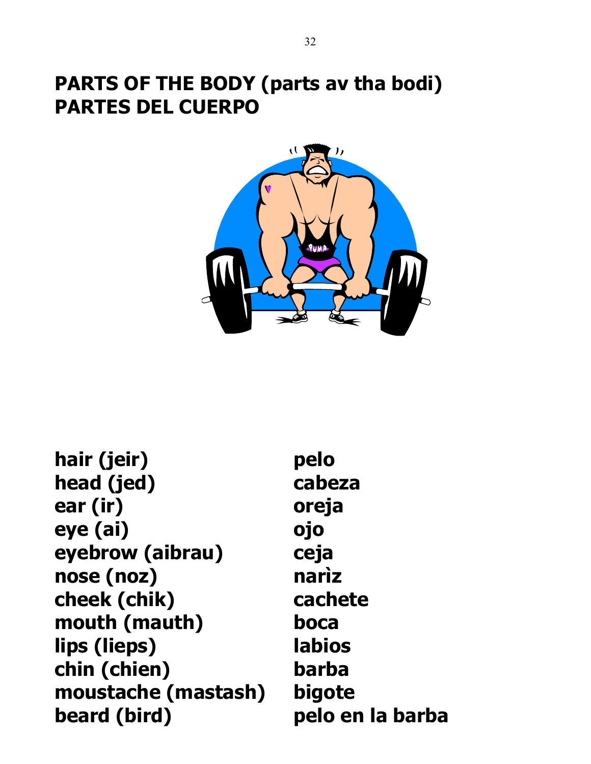# PARTS OF THE BODY (parts av tha bodi)
# PARTES DEL CUERPO

| | |
|---|---|
| **hair (jeir)** | **pelo** |
| **head (jed)** | **cabeza** |
| **ear (ir)** | **oreja** |
| **eye (ai)** | **ojo** |
| **eyebrow (aibrau)** | **ceja** |
| **nose (noz)** | **narìz** |
| **cheek (chik)** | **cachete** |
| **mouth (mauth)** | **boca** |
| **lips (lieps)** | **labios** |
| **chin (chien)** | **barba** |
| **moustache (mastash)** | **bigote** |
| **beard (bird)** | **pelo en la barba** |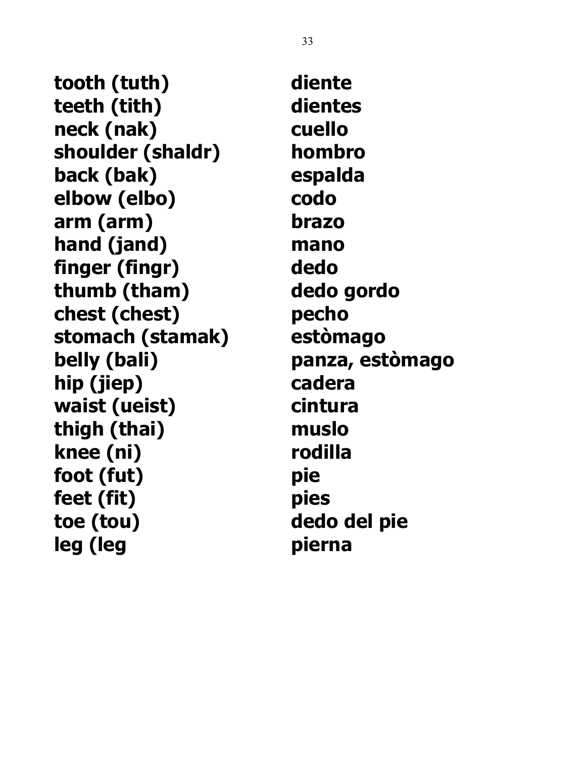**tooth (tuth)** **diente**
**teeth (tith)** **dientes**
**neck (nak)** **cuello**
**shoulder (shaldr)** **hombro**
**back (bak)** **espalda**
**elbow (elbo)** **codo**
**arm (arm)** **brazo**
**hand (jand)** **mano**
**finger (fingr)** **dedo**
**thumb (tham)** **dedo gordo**
**chest (chest)** **pecho**
**stomach (stamak)** **estòmago**
**belly (bali)** **panza, estòmago**
**hip (jiep)** **cadera**
**waist (ueist)** **cintura**
**thigh (thai)** **muslo**
**knee (ni)** **rodilla**
**foot (fut)** **pie**
**feet (fit)** **pies**
**toe (tou)** **dedo del pie**
**leg (leg** **pierna**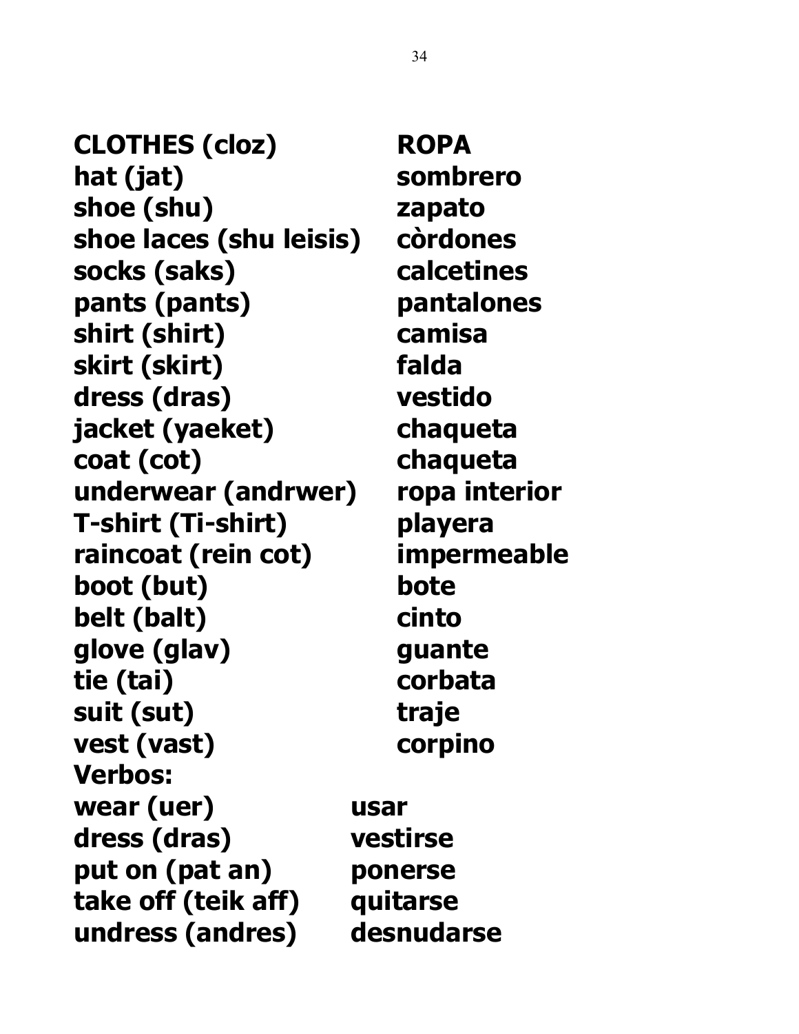**CLOTHES (cloz) ROPA**
**hat (jat) sombrero**
**shoe (shu) zapato**
**shoe laces (shu leisis) còrdones**
**socks (saks) calcetines**
**pants (pants) pantalones**
**shirt (shirt) camisa**
**skirt (skirt) falda**
**dress (dras) vestido**
**jacket (yaeket) chaqueta**
**coat (cot) chaqueta**
**underwear (andrwer) ropa interior**
**T-shirt (Ti-shirt) playera**
**raincoat (rein cot) impermeable**
**boot (but) bote**
**belt (balt) cinto**
**glove (glav) guante**
**tie (tai) corbata**
**suit (sut) traje**
**vest (vast) corpino**
**Verbos:**
**wear (uer) usar**
**dress (dras) vestirse**
**put on (pat an) ponerse**
**take off (teik aff) quitarse**
**undress (andres) desnudarse**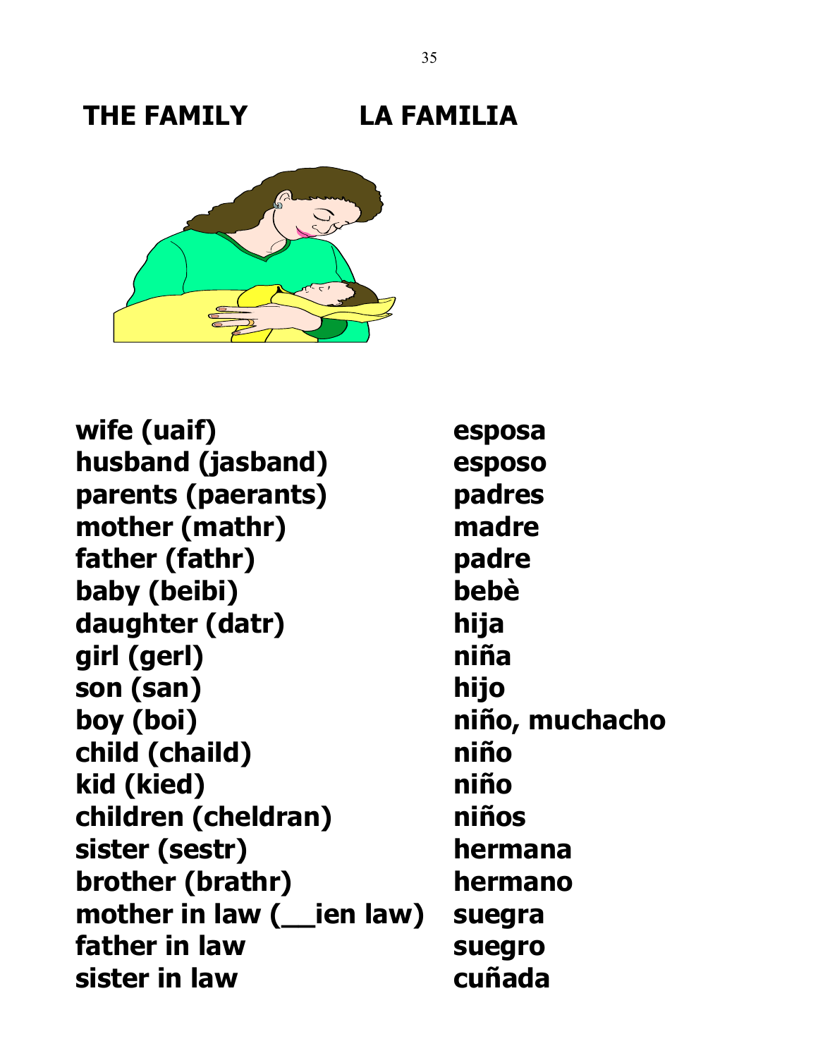# THE FAMILY LA FAMILIA

| | |
|---|---|
| **wife (uaif)** | **esposa** |
| **husband (jasband)** | **esposo** |
| **parents (paerants)** | **padres** |
| **mother (mathr)** | **madre** |
| **father (fathr)** | **padre** |
| **baby (beibi)** | **bebè** |
| **daughter (datr)** | **hija** |
| **girl (gerl)** | **niña** |
| **son (san)** | **hijo** |
| **boy (boi)** | **niño, muchacho** |
| **child (chaild)** | **niño** |
| **kid (kied)** | **niño** |
| **children (cheldran)** | **niños** |
| **sister (sestr)** | **hermana** |
| **brother (brathr)** | **hermano** |
| **mother in law (__ien law)** | **suegra** |
| **father in law** | **suegro** |
| **sister in law** | **cuñada** |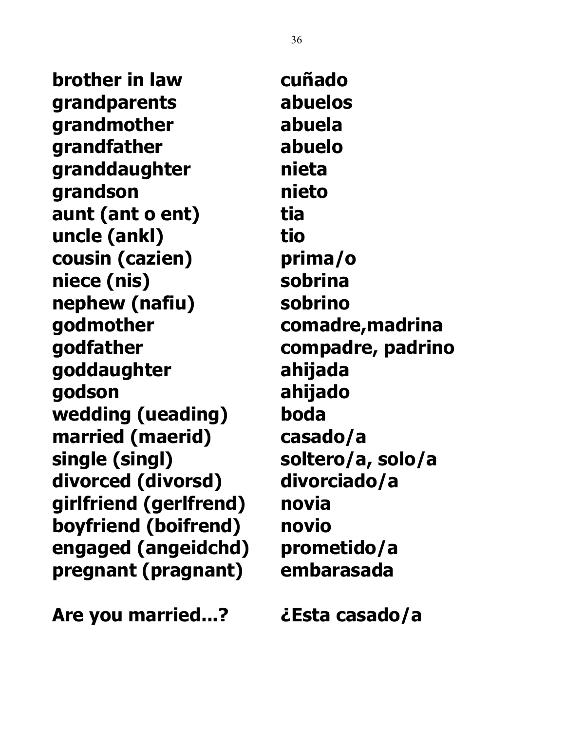| | |
|---|---|
| **brother in law** | **cuñado** |
| **grandparents** | **abuelos** |
| **grandmother** | **abuela** |
| **grandfather** | **abuelo** |
| **granddaughter** | **nieta** |
| **grandson** | **nieto** |
| **aunt (ant o ent)** | **tia** |
| **uncle (ankl)** | **tio** |
| **cousin (cazien)** | **prima/o** |
| **niece (nis)** | **sobrina** |
| **nephew (nafiu)** | **sobrino** |
| **godmother** | **comadre,madrina** |
| **godfather** | **compadre, padrino** |
| **goddaughter** | **ahijada** |
| **godson** | **ahijado** |
| **wedding (ueading)** | **boda** |
| **married (maerid)** | **casado/a** |
| **single (singl)** | **soltero/a, solo/a** |
| **divorced (divorsd)** | **divorciado/a** |
| **girlfriend (gerlfrend)** | **novia** |
| **boyfriend (boifrend)** | **novio** |
| **engaged (angeidchd)** | **prometido/a** |
| **pregnant (pragnant)** | **embarasada** |

**Are you married...?** **¿Esta casado/a**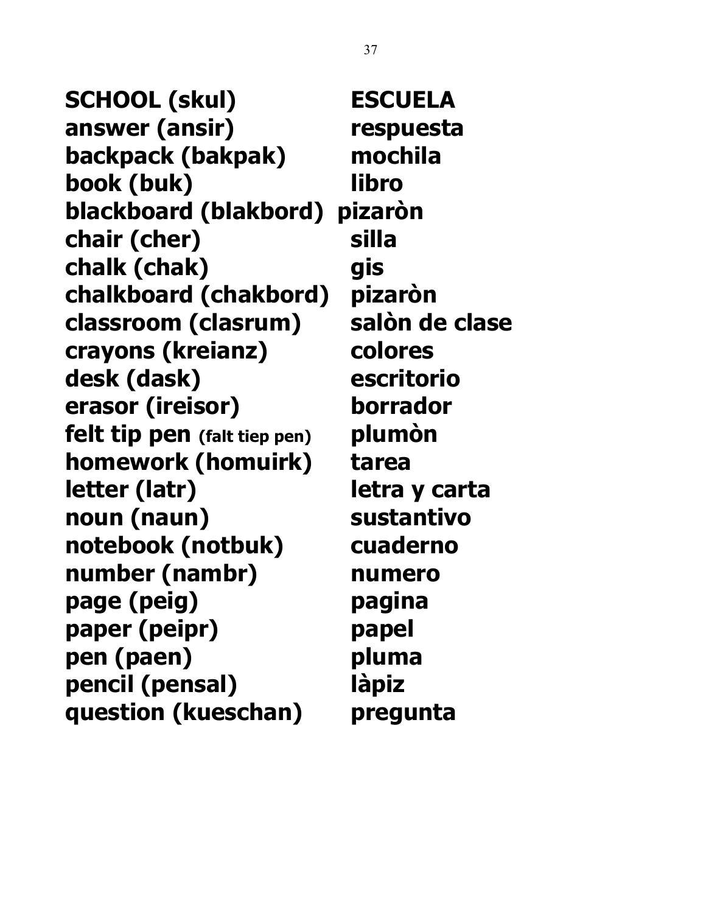| **SCHOOL (skul)** | **ESCUELA** |
|---|---|
| **answer (ansir)** | **respuesta** |
| **backpack (bakpak)** | **mochila** |
| **book (buk)** | **libro** |
| **blackboard (blakbord)** | **pizaròn** |
| **chair (cher)** | **silla** |
| **chalk (chak)** | **gis** |
| **chalkboard (chakbord)** | **pizaròn** |
| **classroom (clasrum)** | **salòn de clase** |
| **crayons (kreianz)** | **colores** |
| **desk (dask)** | **escritorio** |
| **erasor (ireisor)** | **borrador** |
| **felt tip pen (falt tiep pen)** | **plumòn** |
| **homework (homuirk)** | **tarea** |
| **letter (latr)** | **letra y carta** |
| **noun (naun)** | **sustantivo** |
| **notebook (notbuk)** | **cuaderno** |
| **number (nambr)** | **numero** |
| **page (peig)** | **pagina** |
| **paper (peipr)** | **papel** |
| **pen (paen)** | **pluma** |
| **pencil (pensal)** | **làpiz** |
| **question (kueschan)** | **pregunta** |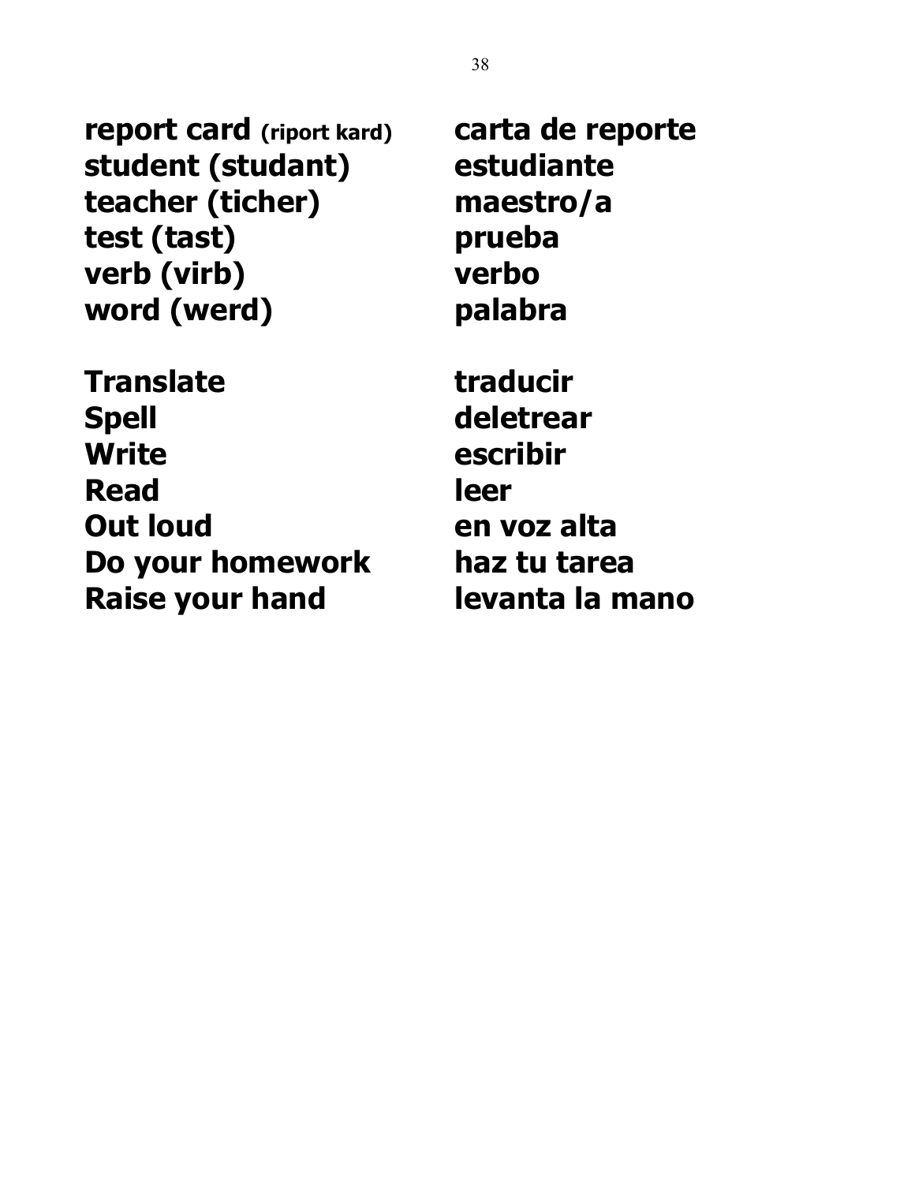| | |
|---|---|
| **report card (riport kard)** | **carta de reporte** |
| **student (studant)** | **estudiante** |
| **teacher (ticher)** | **maestro/a** |
| **test (tast)** | **prueba** |
| **verb (virb)** | **verbo** |
| **word (werd)** | **palabra** |
| | |
| **Translate** | **traducir** |
| **Spell** | **deletrear** |
| **Write** | **escribir** |
| **Read** | **leer** |
| **Out loud** | **en voz alta** |
| **Do your homework** | **haz tu tarea** |
| **Raise your hand** | **levanta la mano** |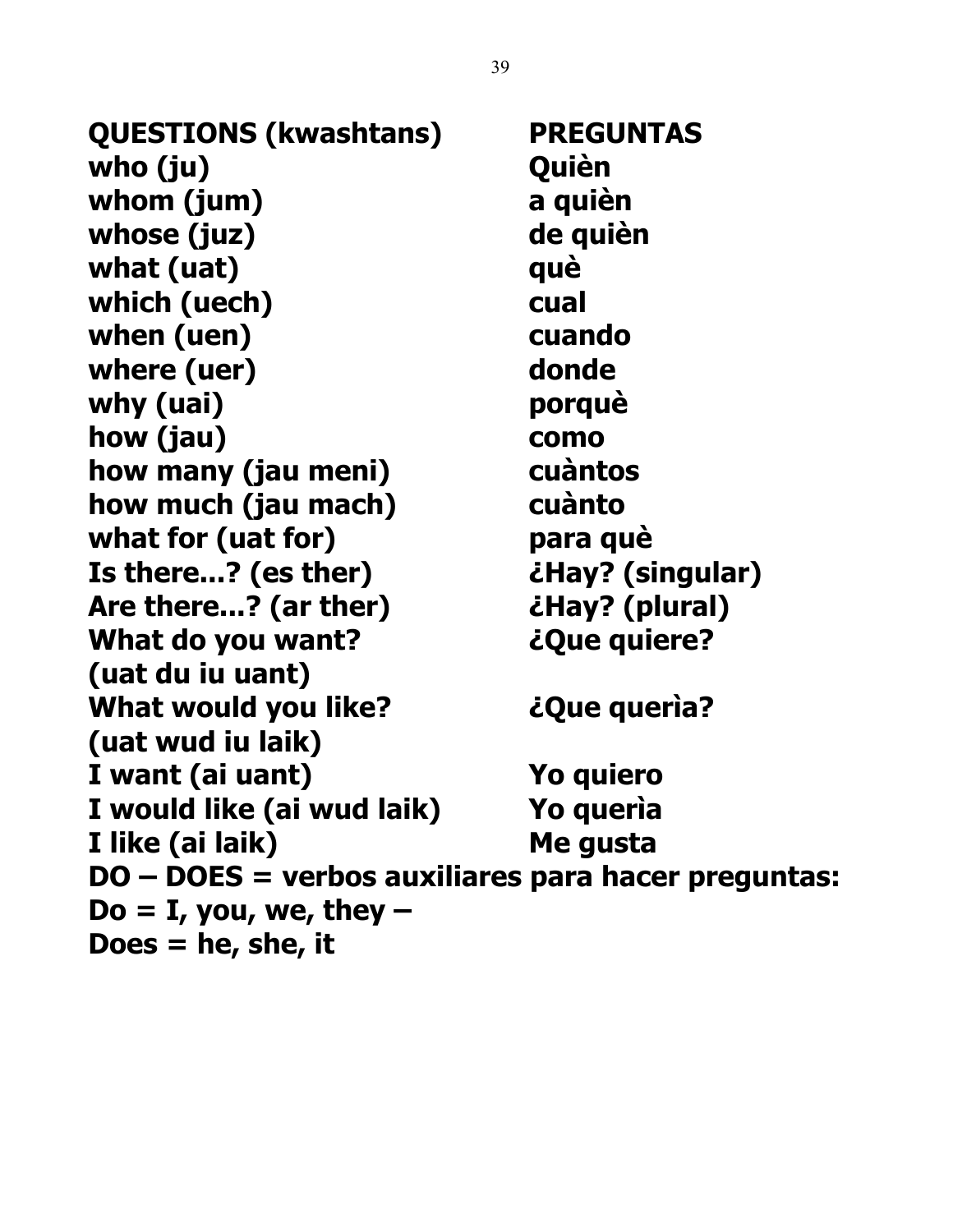| **QUESTIONS (kwashtans)** | **PREGUNTAS** |
| --- | --- |
| **who (ju)** | **Quièn** |
| **whom (jum)** | **a quièn** |
| **whose (juz)** | **de quièn** |
| **what (uat)** | **què** |
| **which (uech)** | **cual** |
| **when (uen)** | **cuando** |
| **where (uer)** | **donde** |
| **why (uai)** | **porquè** |
| **how (jau)** | **como** |
| **how many (jau meni)** | **cuàntos** |
| **how much (jau mach)** | **cuànto** |
| **what for (uat for)** | **para què** |
| **Is there...? (es ther)** | **¿Hay? (singular)** |
| **Are there...? (ar ther)** | **¿Hay? (plural)** |
| **What do you want? (uat du iu uant)** | **¿Que quiere?** |
| **What would you like? (uat wud iu laik)** | **¿Que querìa?** |
| **I want (ai uant)** | **Yo quiero** |
| **I would like (ai wud laik)** | **Yo querìa** |
| **I like (ai laik)** | **Me gusta** |

**DO – DOES = verbos auxiliares para hacer preguntas:**
**Do = I, you, we, they –**
**Does = he, she, it**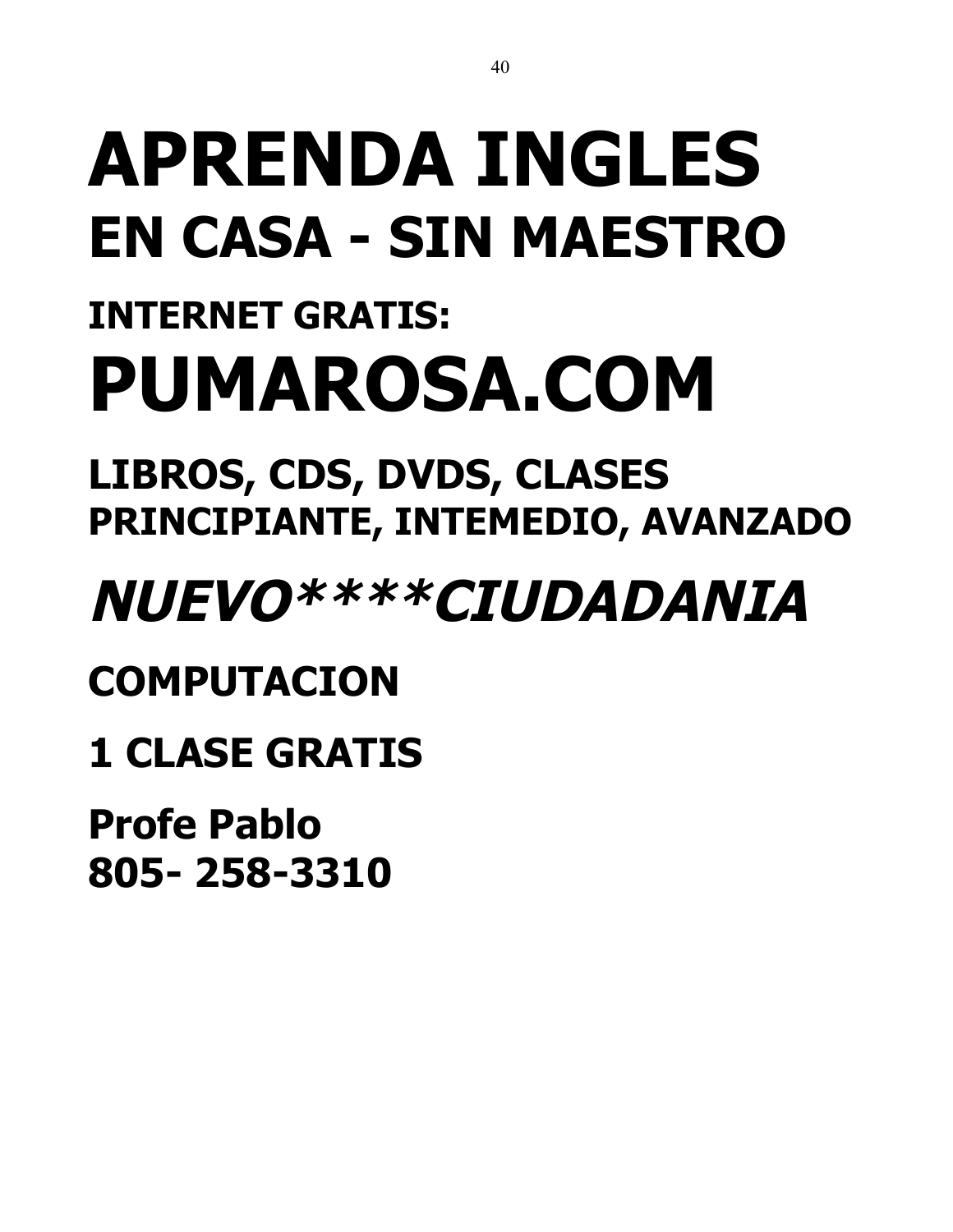# APRENDA INGLES

## EN CASA - SIN MAESTRO

### INTERNET GRATIS:

# PUMAROSA.COM

### LIBROS, CDS, DVDS, CLASES PRINCIPIANTE, INTEMEDIO, AVANZADO

## *NUEVO****CIUDADANIA*

### COMPUTACION

### 1 CLASE GRATIS

**Profe Pablo**
**805- 258-3310**